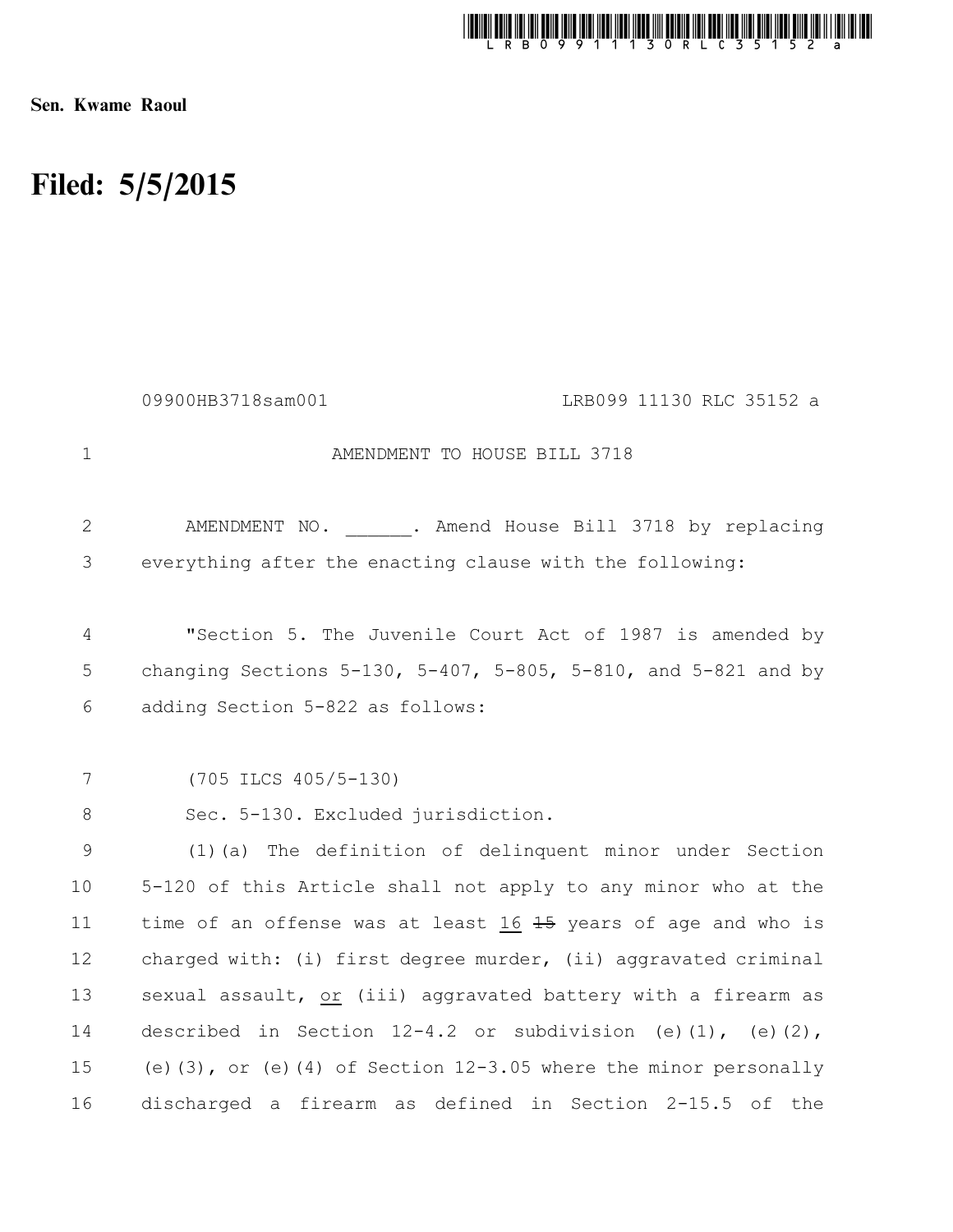Sen. Kwame Raoul

# Filed: 5/5/2015

09900HB3718sam001 LRB099 11130 RLC 35152 a

AMENDMENT TO HOUSE BILL 3718

AMENDMENT NO. ______. Amend House Bill 3718 by replacing everything after the enacting clause with the following:

"Section 5. The Juvenile Court Act of 1987 is amended by changing Sections 5-130, 5-407, 5-805, 5-810, and 5-821 and by adding Section 5-822 as follows:

(705 ILCS 405/5-130)

Sec. 5-130. Excluded jurisdiction.

(1)(a) The definition of delinquent minor under Section 5-120 of this Article shall not apply to any minor who at the time of an offense was at least <u>16</u> ~~15~~ years of age and who is charged with: (i) first degree murder, (ii) aggravated criminal sexual assault, <u>or</u> (iii) aggravated battery with a firearm as described in Section 12-4.2 or subdivision (e)(1), (e)(2), (e)(3), or (e)(4) of Section 12-3.05 where the minor personally discharged a firearm as defined in Section 2-15.5 of the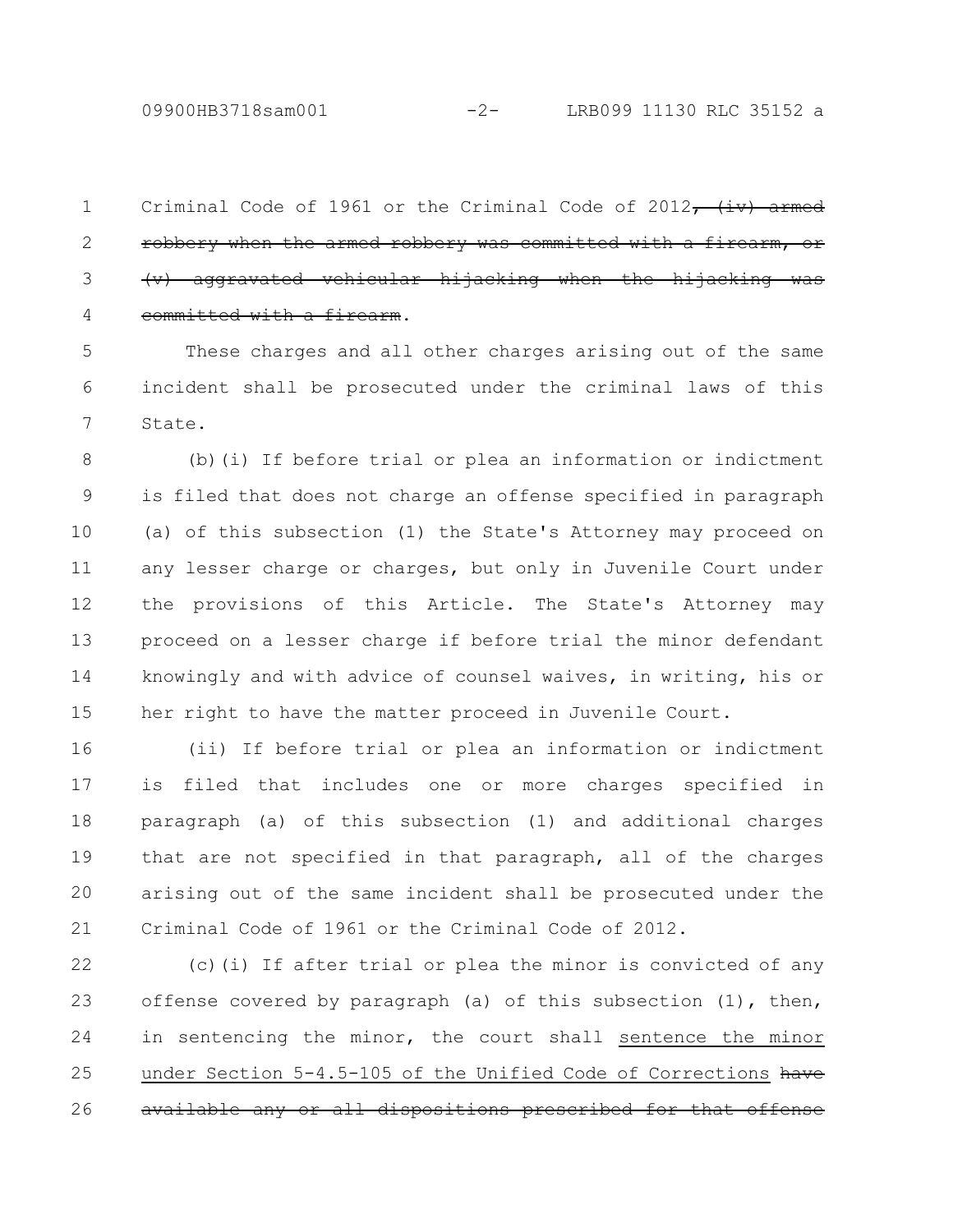Criminal Code of 1961 or the Criminal Code of 2012~~, (iv) armed robbery when the armed robbery was committed with a firearm, or (v) aggravated vehicular hijacking when the hijacking was committed with a firearm~~.

These charges and all other charges arising out of the same incident shall be prosecuted under the criminal laws of this State.

(b)(i) If before trial or plea an information or indictment is filed that does not charge an offense specified in paragraph (a) of this subsection (1) the State's Attorney may proceed on any lesser charge or charges, but only in Juvenile Court under the provisions of this Article. The State's Attorney may proceed on a lesser charge if before trial the minor defendant knowingly and with advice of counsel waives, in writing, his or her right to have the matter proceed in Juvenile Court.

(ii) If before trial or plea an information or indictment is filed that includes one or more charges specified in paragraph (a) of this subsection (1) and additional charges that are not specified in that paragraph, all of the charges arising out of the same incident shall be prosecuted under the Criminal Code of 1961 or the Criminal Code of 2012.

(c)(i) If after trial or plea the minor is convicted of any offense covered by paragraph (a) of this subsection (1), then, in sentencing the minor, the court shall <u>sentence the minor under Section 5-4.5-105 of the Unified Code of Corrections</u> ~~have available any or all dispositions prescribed for that offense~~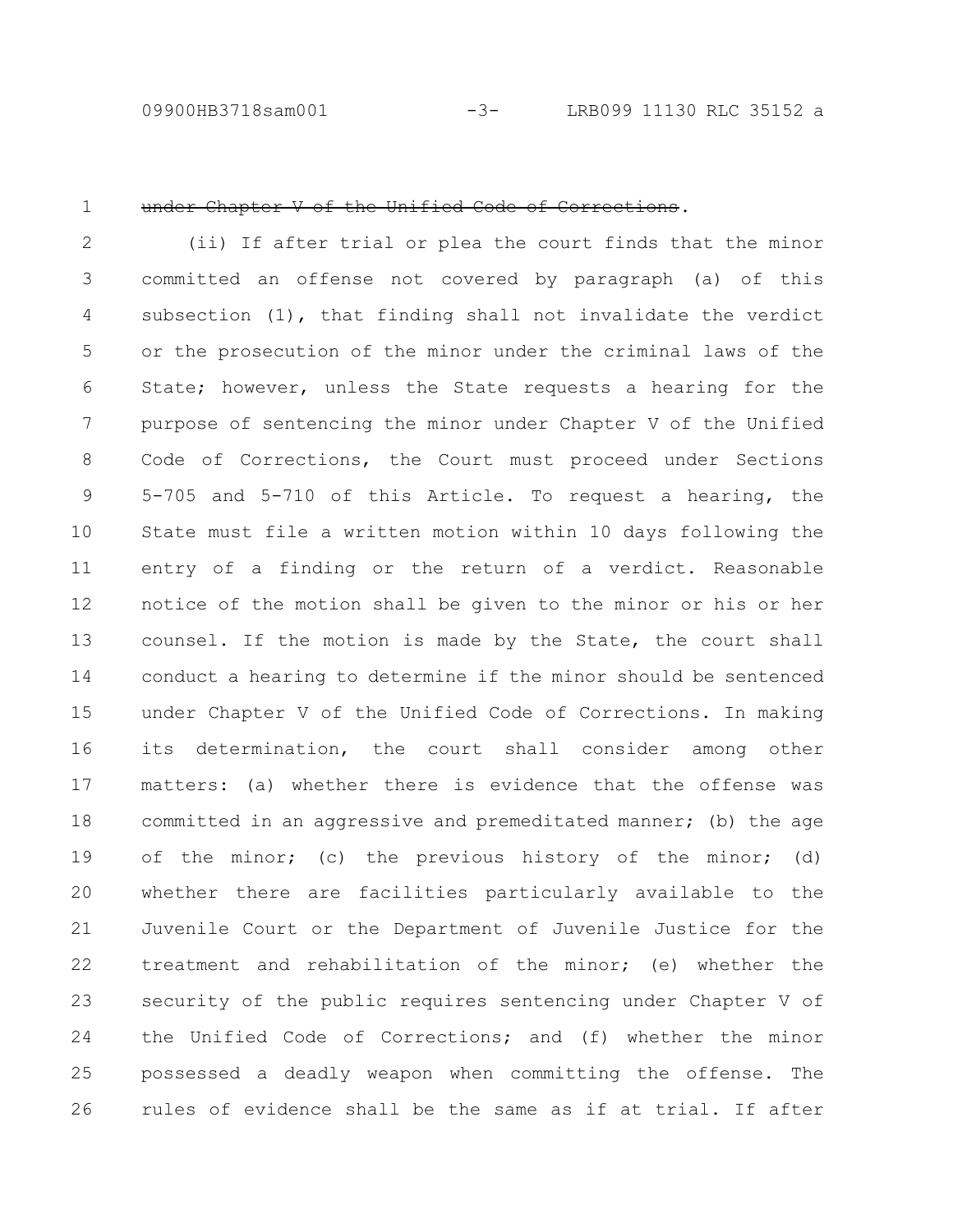~~under Chapter V of the Unified Code of Corrections~~.

(ii) If after trial or plea the court finds that the minor committed an offense not covered by paragraph (a) of this subsection (1), that finding shall not invalidate the verdict or the prosecution of the minor under the criminal laws of the State; however, unless the State requests a hearing for the purpose of sentencing the minor under Chapter V of the Unified Code of Corrections, the Court must proceed under Sections 5-705 and 5-710 of this Article. To request a hearing, the State must file a written motion within 10 days following the entry of a finding or the return of a verdict. Reasonable notice of the motion shall be given to the minor or his or her counsel. If the motion is made by the State, the court shall conduct a hearing to determine if the minor should be sentenced under Chapter V of the Unified Code of Corrections. In making its determination, the court shall consider among other matters: (a) whether there is evidence that the offense was committed in an aggressive and premeditated manner; (b) the age of the minor; (c) the previous history of the minor; (d) whether there are facilities particularly available to the Juvenile Court or the Department of Juvenile Justice for the treatment and rehabilitation of the minor; (e) whether the security of the public requires sentencing under Chapter V of the Unified Code of Corrections; and (f) whether the minor possessed a deadly weapon when committing the offense. The rules of evidence shall be the same as if at trial. If after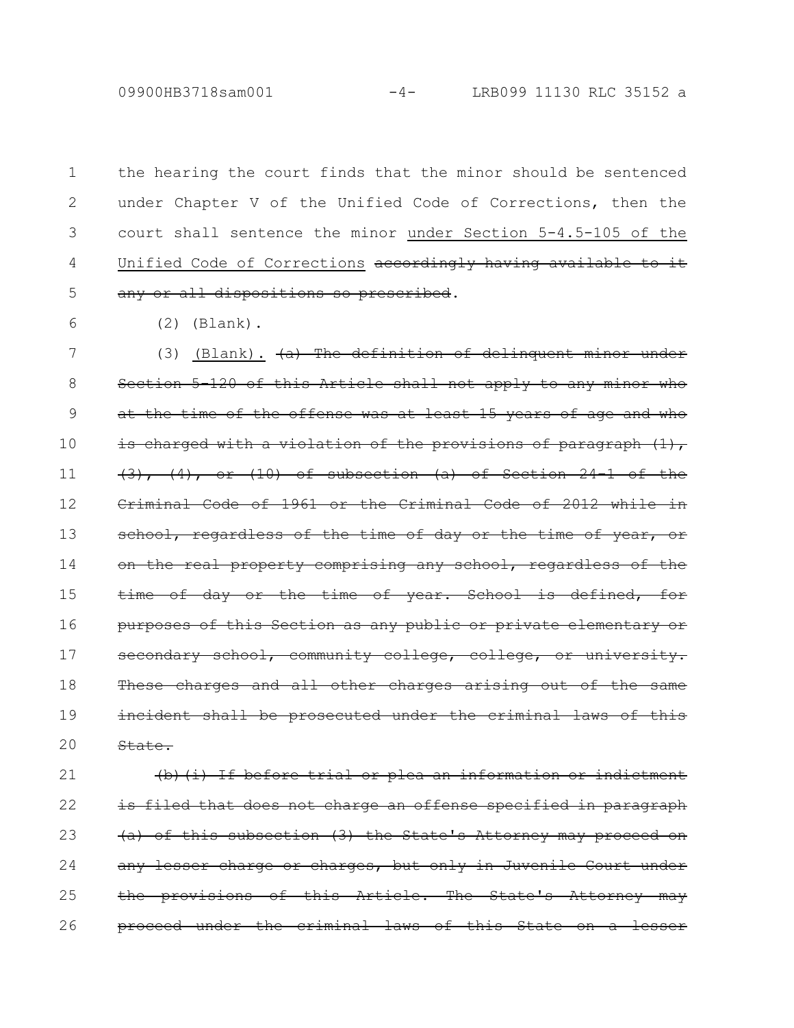the hearing the court finds that the minor should be sentenced under Chapter V of the Unified Code of Corrections, then the court shall sentence the minor <u>under Section 5-4.5-105 of the Unified Code of Corrections</u> ~~accordingly having available to it any or all dispositions so prescribed~~.

(2) (Blank).

(3) <u>(Blank).</u> ~~(a) The definition of delinquent minor under Section 5-120 of this Article shall not apply to any minor who at the time of the offense was at least 15 years of age and who is charged with a violation of the provisions of paragraph (1), (3), (4), or (10) of subsection (a) of Section 24-1 of the Criminal Code of 1961 or the Criminal Code of 2012 while in school, regardless of the time of day or the time of year, or on the real property comprising any school, regardless of the time of day or the time of year. School is defined, for purposes of this Section as any public or private elementary or secondary school, community college, college, or university. These charges and all other charges arising out of the same incident shall be prosecuted under the criminal laws of this State.~~

~~(b)(i) If before trial or plea an information or indictment is filed that does not charge an offense specified in paragraph (a) of this subsection (3) the State's Attorney may proceed on any lesser charge or charges, but only in Juvenile Court under the provisions of this Article. The State's Attorney may proceed under the criminal laws of this State on a lesser~~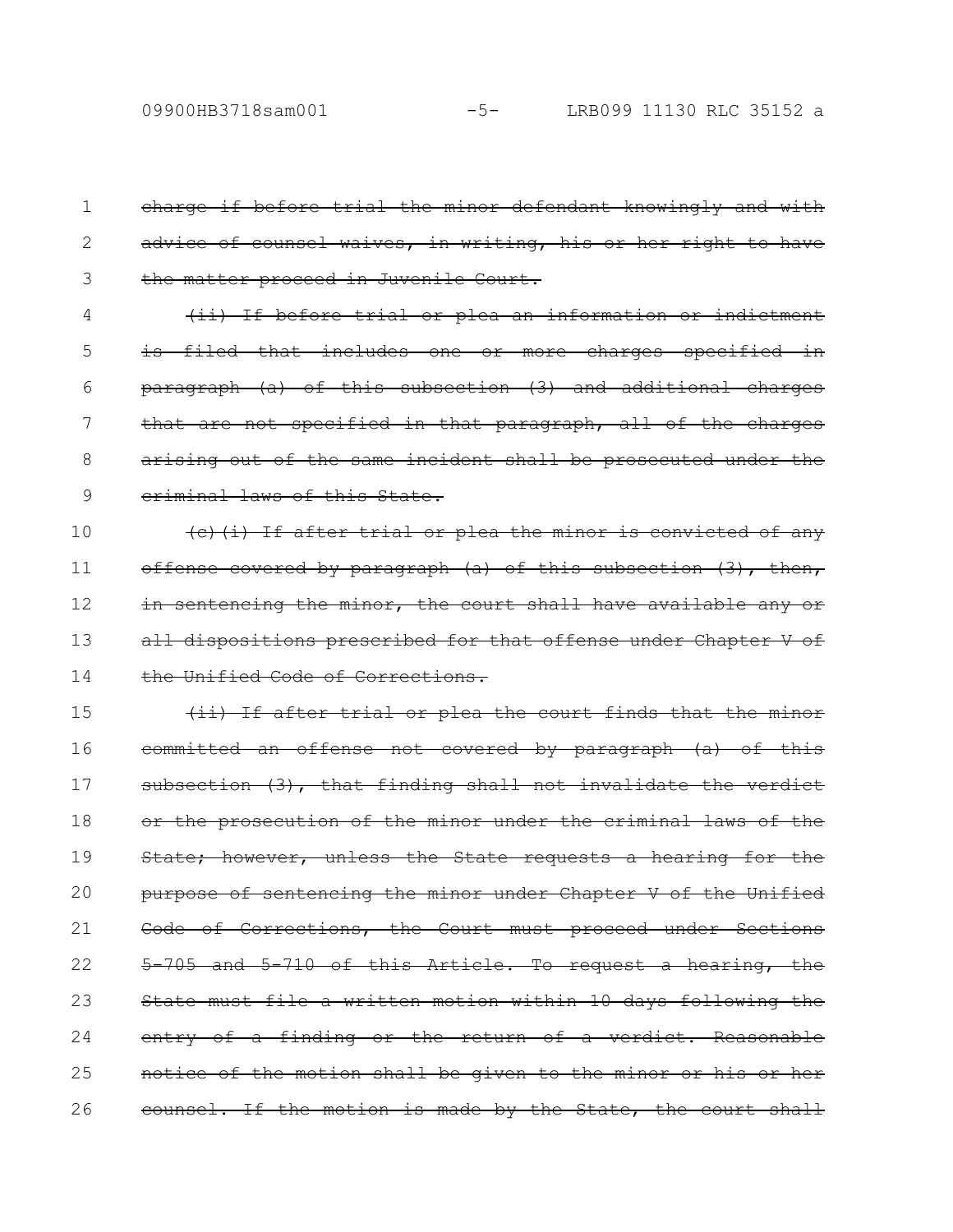~~charge if before trial the minor defendant knowingly and with advice of counsel waives, in writing, his or her right to have the matter proceed in Juvenile Court.~~

~~(ii) If before trial or plea an information or indictment is filed that includes one or more charges specified in paragraph (a) of this subsection (3) and additional charges that are not specified in that paragraph, all of the charges arising out of the same incident shall be prosecuted under the criminal laws of this State.~~

~~(c)(i) If after trial or plea the minor is convicted of any offense covered by paragraph (a) of this subsection (3), then, in sentencing the minor, the court shall have available any or all dispositions prescribed for that offense under Chapter V of the Unified Code of Corrections.~~

~~(ii) If after trial or plea the court finds that the minor committed an offense not covered by paragraph (a) of this subsection (3), that finding shall not invalidate the verdict or the prosecution of the minor under the criminal laws of the State; however, unless the State requests a hearing for the purpose of sentencing the minor under Chapter V of the Unified Code of Corrections, the Court must proceed under Sections 5-705 and 5-710 of this Article. To request a hearing, the State must file a written motion within 10 days following the entry of a finding or the return of a verdict. Reasonable notice of the motion shall be given to the minor or his or her counsel. If the motion is made by the State, the court shall~~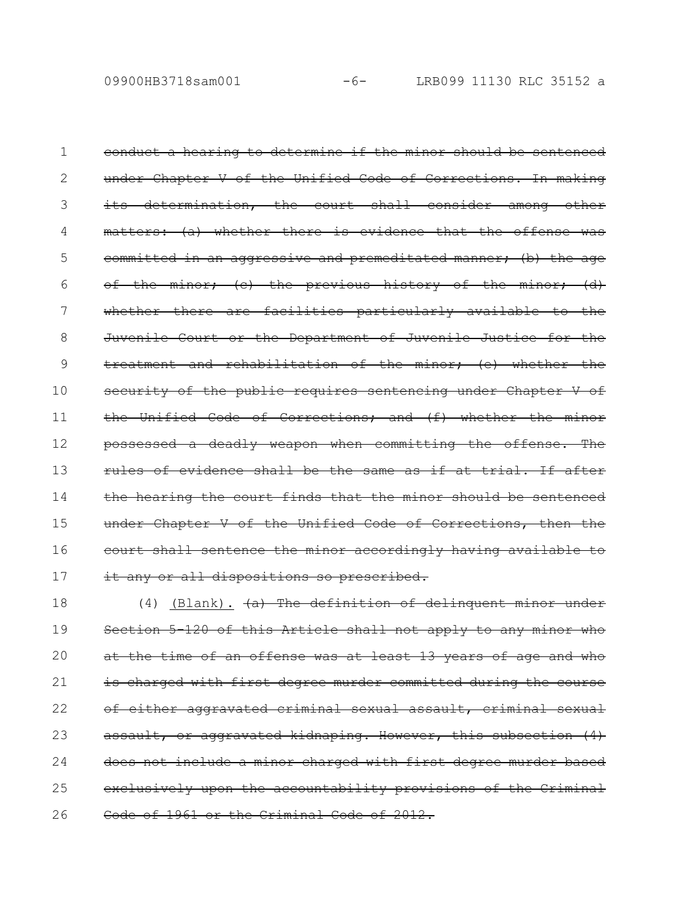~~conduct a hearing to determine if the minor should be sentenced under Chapter V of the Unified Code of Corrections. In making its determination, the court shall consider among other matters: (a) whether there is evidence that the offense was committed in an aggressive and premeditated manner; (b) the age of the minor; (c) the previous history of the minor; (d) whether there are facilities particularly available to the Juvenile Court or the Department of Juvenile Justice for the treatment and rehabilitation of the minor; (e) whether the security of the public requires sentencing under Chapter V of the Unified Code of Corrections; and (f) whether the minor possessed a deadly weapon when committing the offense. The rules of evidence shall be the same as if at trial. If after the hearing the court finds that the minor should be sentenced under Chapter V of the Unified Code of Corrections, then the court shall sentence the minor accordingly having available to it any or all dispositions so prescribed.~~

(4) <u>(Blank).</u> ~~(a) The definition of delinquent minor under Section 5-120 of this Article shall not apply to any minor who at the time of an offense was at least 13 years of age and who is charged with first degree murder committed during the course of either aggravated criminal sexual assault, criminal sexual assault, or aggravated kidnaping. However, this subsection (4) does not include a minor charged with first degree murder based exclusively upon the accountability provisions of the Criminal Code of 1961 or the Criminal Code of 2012.~~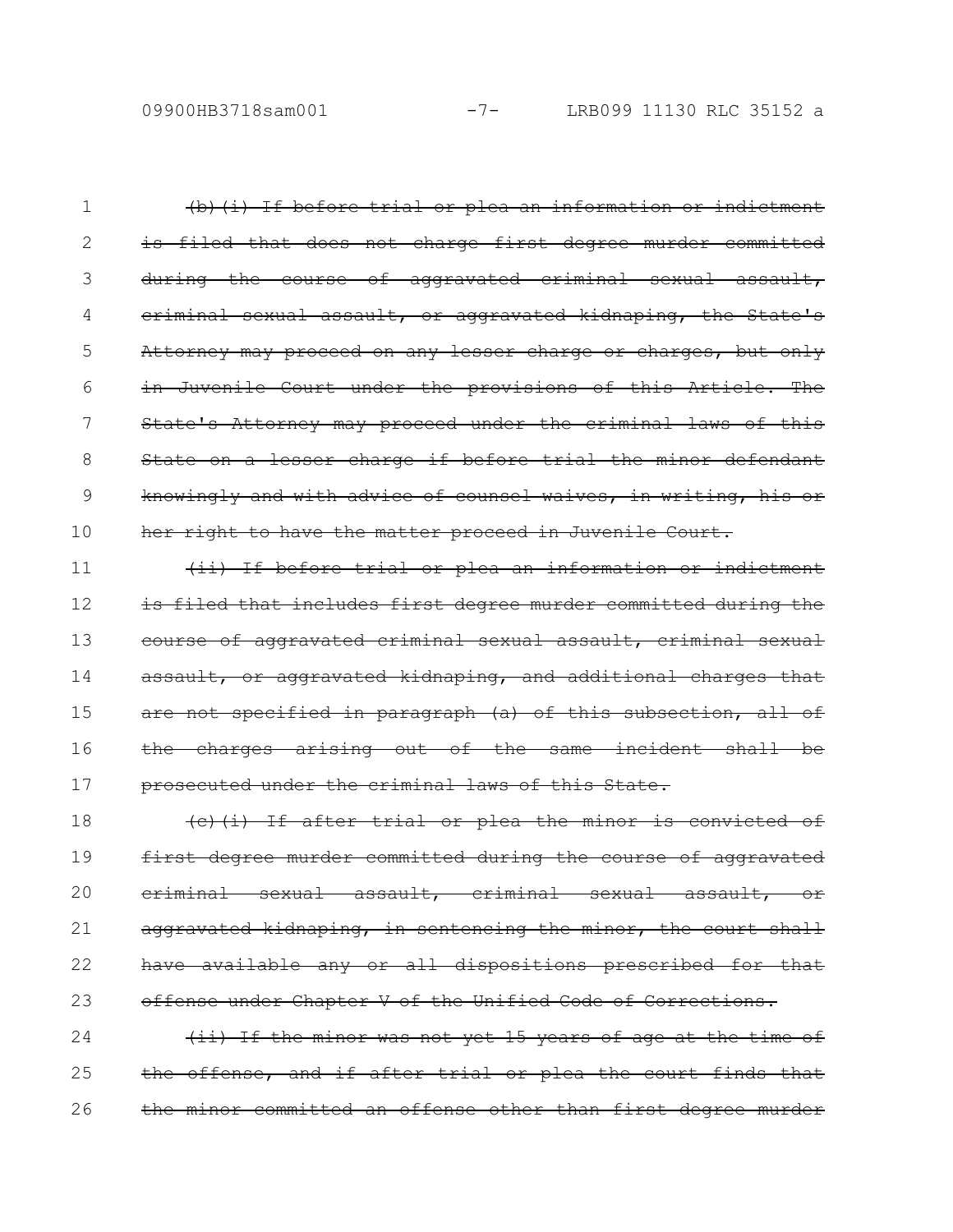~~(b)(i) If before trial or plea an information or indictment is filed that does not charge first degree murder committed during the course of aggravated criminal sexual assault, criminal sexual assault, or aggravated kidnaping, the State's Attorney may proceed on any lesser charge or charges, but only in Juvenile Court under the provisions of this Article. The State's Attorney may proceed under the criminal laws of this State on a lesser charge if before trial the minor defendant knowingly and with advice of counsel waives, in writing, his or her right to have the matter proceed in Juvenile Court.~~

~~(ii) If before trial or plea an information or indictment is filed that includes first degree murder committed during the course of aggravated criminal sexual assault, criminal sexual assault, or aggravated kidnaping, and additional charges that are not specified in paragraph (a) of this subsection, all of the charges arising out of the same incident shall be prosecuted under the criminal laws of this State.~~

~~(c)(i) If after trial or plea the minor is convicted of first degree murder committed during the course of aggravated criminal sexual assault, criminal sexual assault, or aggravated kidnaping, in sentencing the minor, the court shall have available any or all dispositions prescribed for that offense under Chapter V of the Unified Code of Corrections.~~

~~(ii) If the minor was not yet 15 years of age at the time of the offense, and if after trial or plea the court finds that the minor committed an offense other than first degree murder~~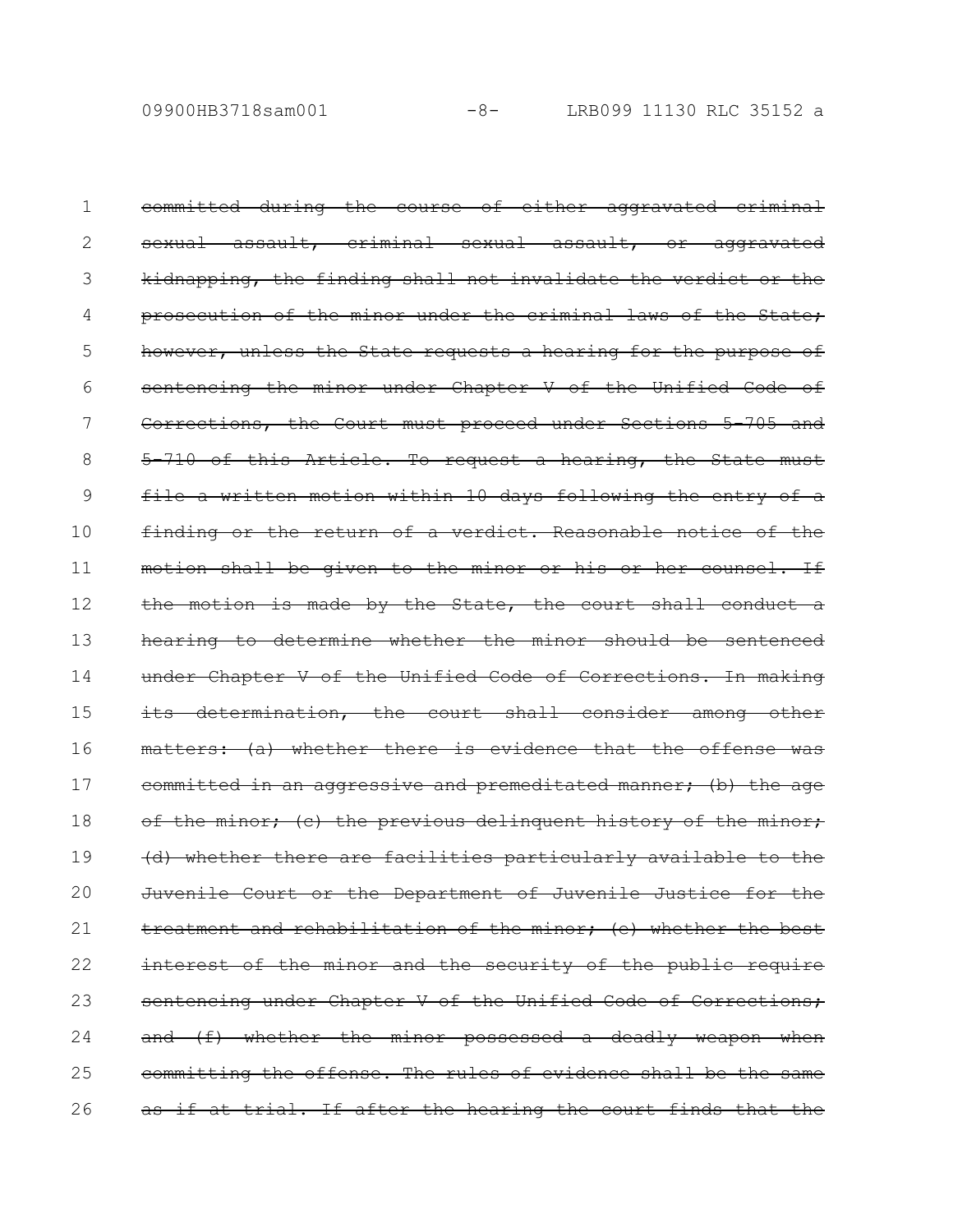~~committed during the course of either aggravated criminal sexual assault, criminal sexual assault, or aggravated kidnapping, the finding shall not invalidate the verdict or the prosecution of the minor under the criminal laws of the State; however, unless the State requests a hearing for the purpose of sentencing the minor under Chapter V of the Unified Code of Corrections, the Court must proceed under Sections 5-705 and 5-710 of this Article. To request a hearing, the State must file a written motion within 10 days following the entry of a finding or the return of a verdict. Reasonable notice of the motion shall be given to the minor or his or her counsel. If the motion is made by the State, the court shall conduct a hearing to determine whether the minor should be sentenced under Chapter V of the Unified Code of Corrections. In making its determination, the court shall consider among other matters: (a) whether there is evidence that the offense was committed in an aggressive and premeditated manner; (b) the age of the minor; (c) the previous delinquent history of the minor; (d) whether there are facilities particularly available to the Juvenile Court or the Department of Juvenile Justice for the treatment and rehabilitation of the minor; (e) whether the best interest of the minor and the security of the public require sentencing under Chapter V of the Unified Code of Corrections; and (f) whether the minor possessed a deadly weapon when committing the offense. The rules of evidence shall be the same as if at trial. If after the hearing the court finds that the~~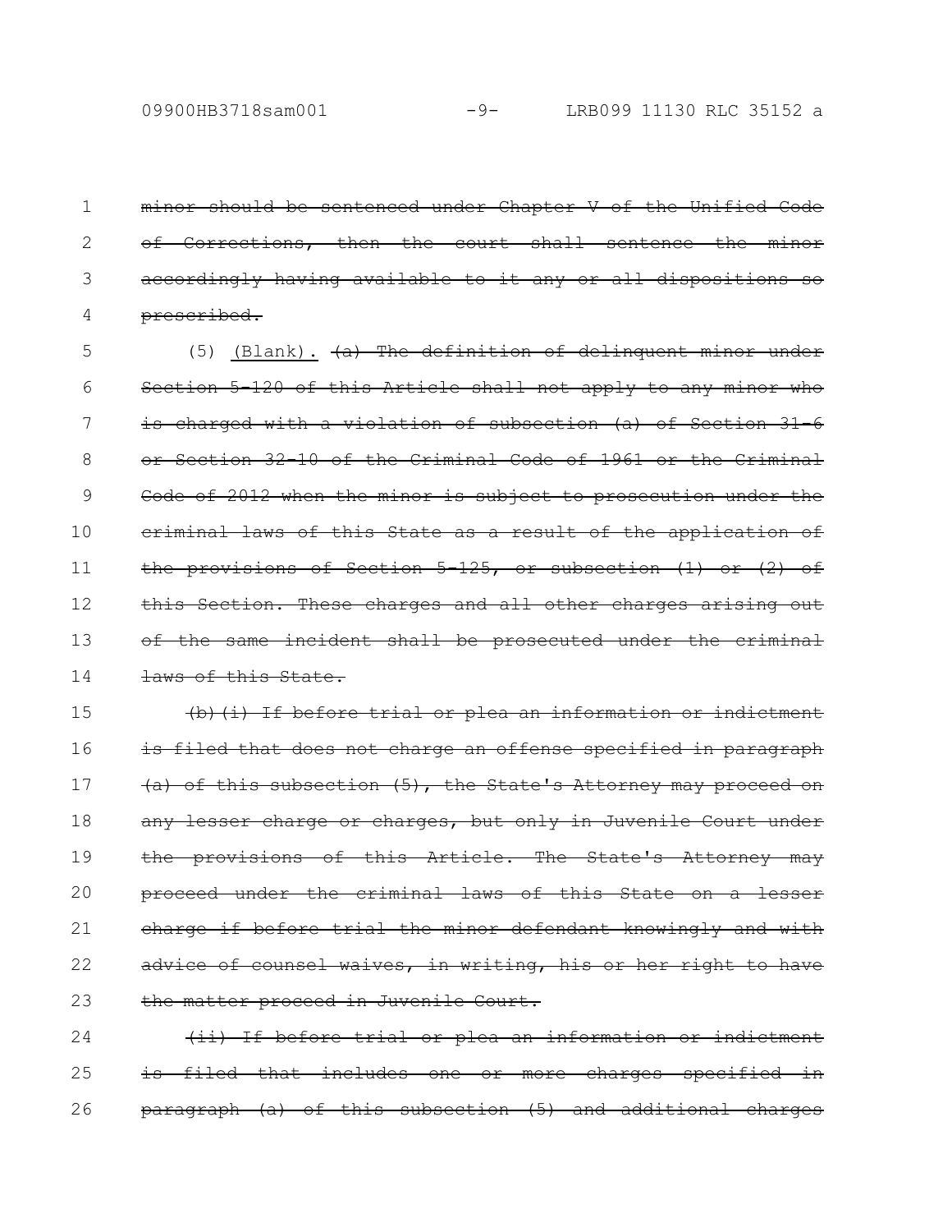~~minor should be sentenced under Chapter V of the Unified Code of Corrections, then the court shall sentence the minor accordingly having available to it any or all dispositions so prescribed.~~

(5) <u>(Blank).</u> ~~(a) The definition of delinquent minor under Section 5-120 of this Article shall not apply to any minor who is charged with a violation of subsection (a) of Section 31-6 or Section 32-10 of the Criminal Code of 1961 or the Criminal Code of 2012 when the minor is subject to prosecution under the criminal laws of this State as a result of the application of the provisions of Section 5-125, or subsection (1) or (2) of this Section. These charges and all other charges arising out of the same incident shall be prosecuted under the criminal laws of this State.~~

~~(b)(i) If before trial or plea an information or indictment is filed that does not charge an offense specified in paragraph (a) of this subsection (5), the State's Attorney may proceed on any lesser charge or charges, but only in Juvenile Court under the provisions of this Article. The State's Attorney may proceed under the criminal laws of this State on a lesser charge if before trial the minor defendant knowingly and with advice of counsel waives, in writing, his or her right to have the matter proceed in Juvenile Court.~~

~~(ii) If before trial or plea an information or indictment is filed that includes one or more charges specified in paragraph (a) of this subsection (5) and additional charges~~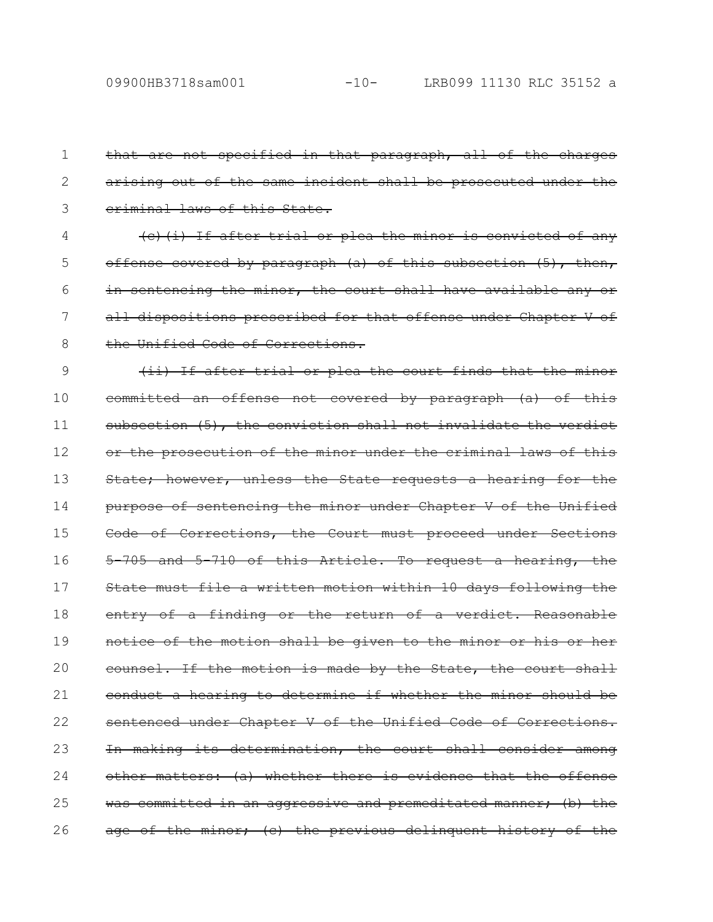~~that are not specified in that paragraph, all of the charges arising out of the same incident shall be prosecuted under the criminal laws of this State.~~

~~(c)(i) If after trial or plea the minor is convicted of any offense covered by paragraph (a) of this subsection (5), then, in sentencing the minor, the court shall have available any or all dispositions prescribed for that offense under Chapter V of the Unified Code of Corrections.~~

~~(ii) If after trial or plea the court finds that the minor committed an offense not covered by paragraph (a) of this subsection (5), the conviction shall not invalidate the verdict or the prosecution of the minor under the criminal laws of this State; however, unless the State requests a hearing for the purpose of sentencing the minor under Chapter V of the Unified Code of Corrections, the Court must proceed under Sections 5-705 and 5-710 of this Article. To request a hearing, the State must file a written motion within 10 days following the entry of a finding or the return of a verdict. Reasonable notice of the motion shall be given to the minor or his or her counsel. If the motion is made by the State, the court shall conduct a hearing to determine if whether the minor should be sentenced under Chapter V of the Unified Code of Corrections. In making its determination, the court shall consider among other matters: (a) whether there is evidence that the offense was committed in an aggressive and premeditated manner; (b) the age of the minor; (c) the previous delinquent history of the~~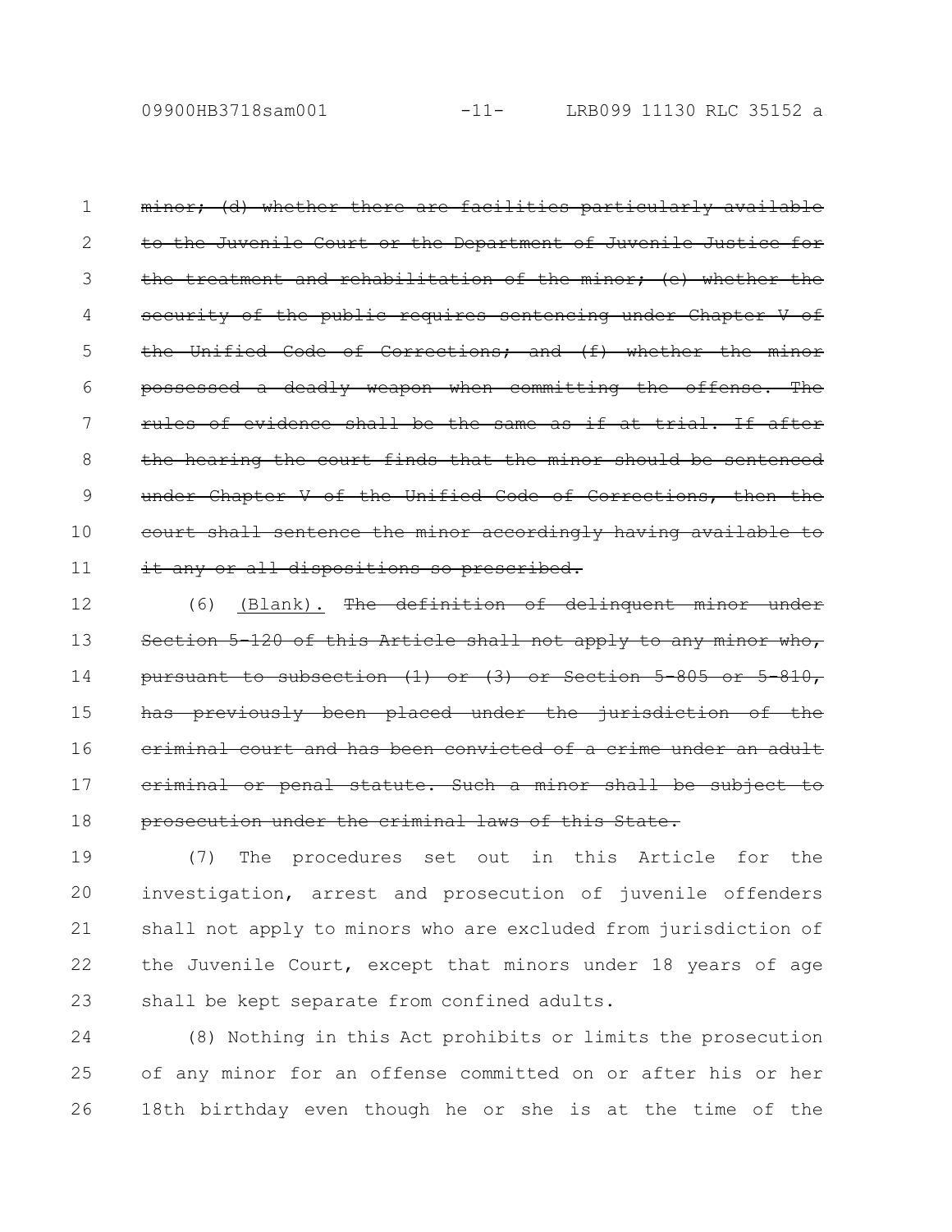~~minor; (d) whether there are facilities particularly available to the Juvenile Court or the Department of Juvenile Justice for the treatment and rehabilitation of the minor; (e) whether the security of the public requires sentencing under Chapter V of the Unified Code of Corrections; and (f) whether the minor possessed a deadly weapon when committing the offense. The rules of evidence shall be the same as if at trial. If after the hearing the court finds that the minor should be sentenced under Chapter V of the Unified Code of Corrections, then the court shall sentence the minor accordingly having available to it any or all dispositions so prescribed.~~

(6) <u>(Blank).</u> ~~The definition of delinquent minor under Section 5-120 of this Article shall not apply to any minor who, pursuant to subsection (1) or (3) or Section 5-805 or 5-810, has previously been placed under the jurisdiction of the criminal court and has been convicted of a crime under an adult criminal or penal statute. Such a minor shall be subject to prosecution under the criminal laws of this State.~~

(7) The procedures set out in this Article for the investigation, arrest and prosecution of juvenile offenders shall not apply to minors who are excluded from jurisdiction of the Juvenile Court, except that minors under 18 years of age shall be kept separate from confined adults.

(8) Nothing in this Act prohibits or limits the prosecution of any minor for an offense committed on or after his or her 18th birthday even though he or she is at the time of the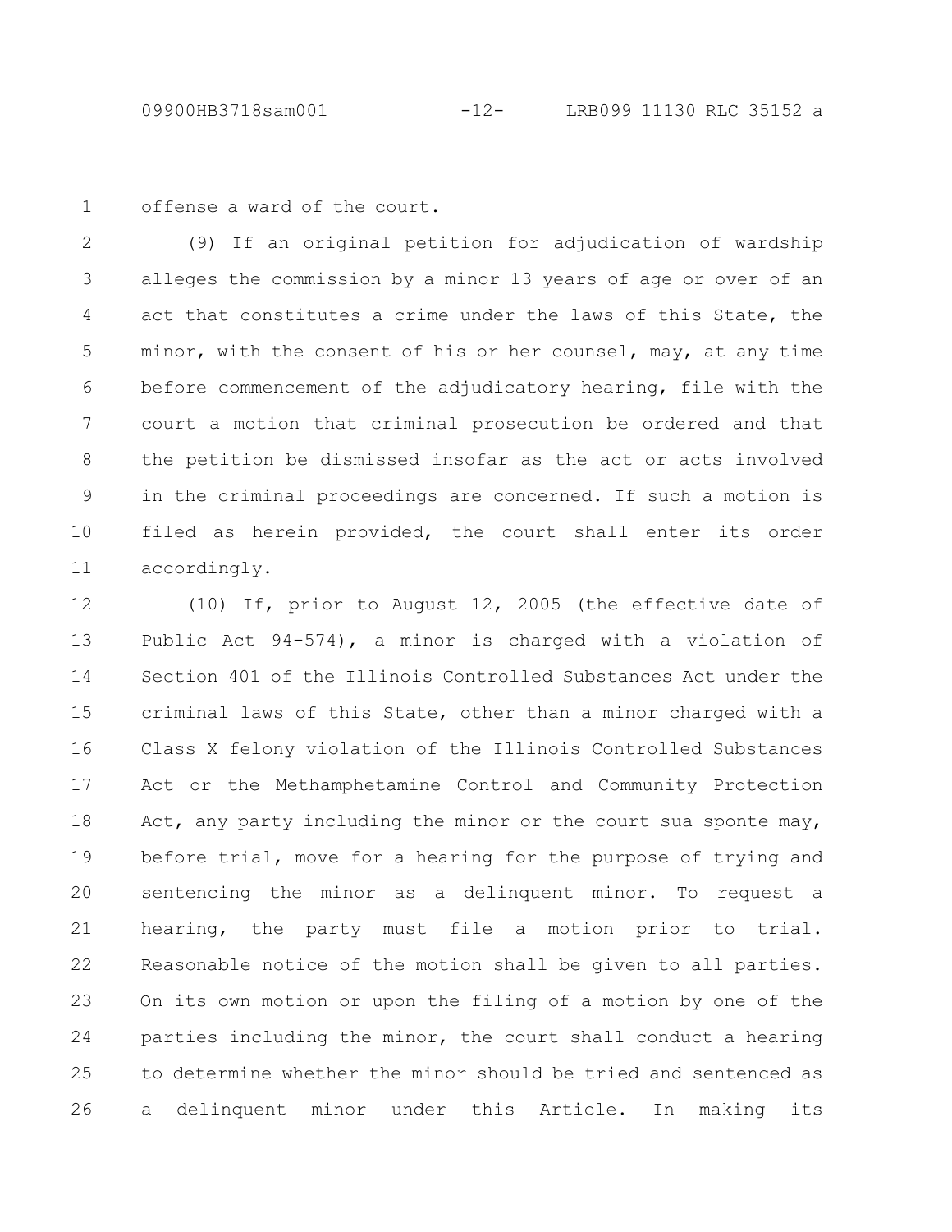offense a ward of the court.

(9) If an original petition for adjudication of wardship alleges the commission by a minor 13 years of age or over of an act that constitutes a crime under the laws of this State, the minor, with the consent of his or her counsel, may, at any time before commencement of the adjudicatory hearing, file with the court a motion that criminal prosecution be ordered and that the petition be dismissed insofar as the act or acts involved in the criminal proceedings are concerned. If such a motion is filed as herein provided, the court shall enter its order accordingly.

(10) If, prior to August 12, 2005 (the effective date of Public Act 94-574), a minor is charged with a violation of Section 401 of the Illinois Controlled Substances Act under the criminal laws of this State, other than a minor charged with a Class X felony violation of the Illinois Controlled Substances Act or the Methamphetamine Control and Community Protection Act, any party including the minor or the court sua sponte may, before trial, move for a hearing for the purpose of trying and sentencing the minor as a delinquent minor. To request a hearing, the party must file a motion prior to trial. Reasonable notice of the motion shall be given to all parties. On its own motion or upon the filing of a motion by one of the parties including the minor, the court shall conduct a hearing to determine whether the minor should be tried and sentenced as a delinquent minor under this Article. In making its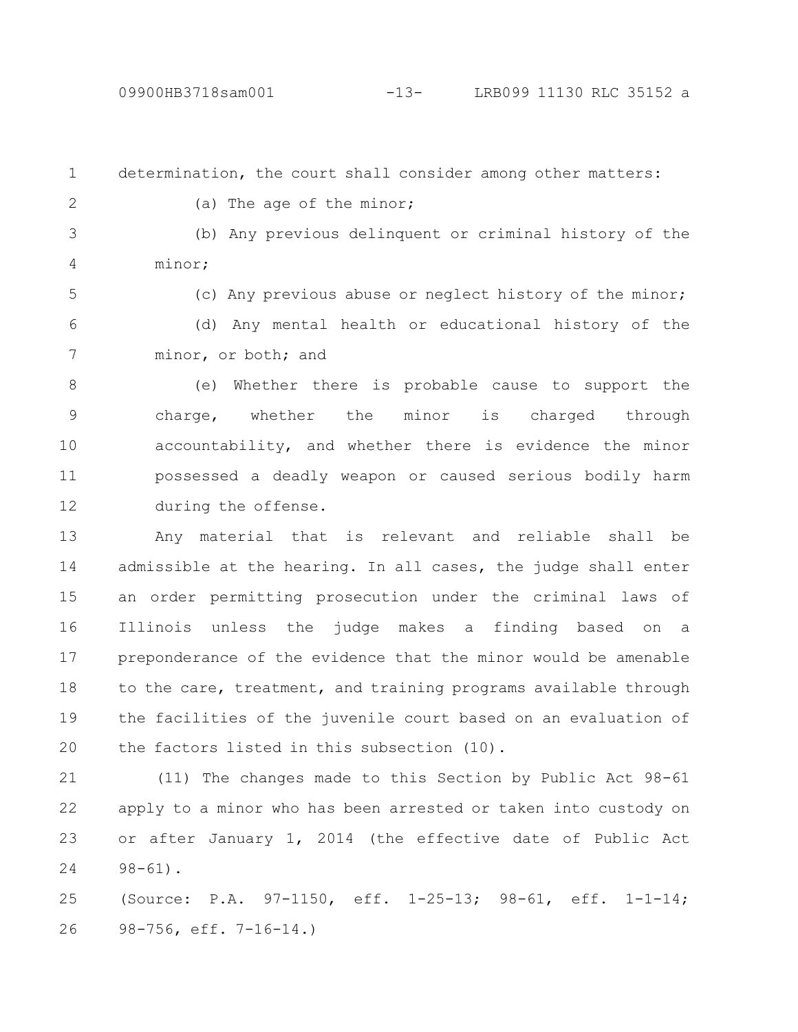determination, the court shall consider among other matters:

(a) The age of the minor;

(b) Any previous delinquent or criminal history of the minor;

(c) Any previous abuse or neglect history of the minor;

(d) Any mental health or educational history of the minor, or both; and

(e) Whether there is probable cause to support the charge, whether the minor is charged through accountability, and whether there is evidence the minor possessed a deadly weapon or caused serious bodily harm during the offense.

Any material that is relevant and reliable shall be admissible at the hearing. In all cases, the judge shall enter an order permitting prosecution under the criminal laws of Illinois unless the judge makes a finding based on a preponderance of the evidence that the minor would be amenable to the care, treatment, and training programs available through the facilities of the juvenile court based on an evaluation of the factors listed in this subsection (10).

(11) The changes made to this Section by Public Act 98-61 apply to a minor who has been arrested or taken into custody on or after January 1, 2014 (the effective date of Public Act 98-61).

(Source: P.A. 97-1150, eff. 1-25-13; 98-61, eff. 1-1-14; 98-756, eff. 7-16-14.)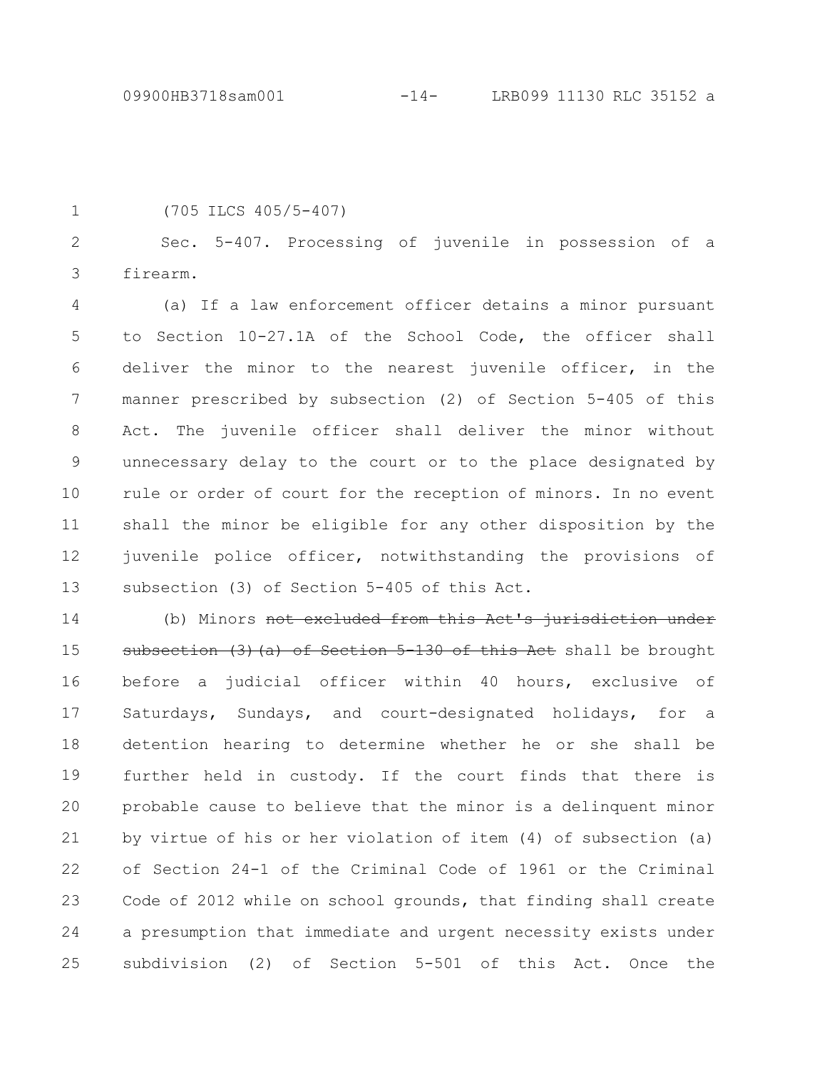(705 ILCS 405/5-407)

Sec. 5-407. Processing of juvenile in possession of a firearm.

(a) If a law enforcement officer detains a minor pursuant to Section 10-27.1A of the School Code, the officer shall deliver the minor to the nearest juvenile officer, in the manner prescribed by subsection (2) of Section 5-405 of this Act. The juvenile officer shall deliver the minor without unnecessary delay to the court or to the place designated by rule or order of court for the reception of minors. In no event shall the minor be eligible for any other disposition by the juvenile police officer, notwithstanding the provisions of subsection (3) of Section 5-405 of this Act.

(b) Minors ~~not excluded from this Act's jurisdiction under subsection (3)(a) of Section 5-130 of this Act~~ shall be brought before a judicial officer within 40 hours, exclusive of Saturdays, Sundays, and court-designated holidays, for a detention hearing to determine whether he or she shall be further held in custody. If the court finds that there is probable cause to believe that the minor is a delinquent minor by virtue of his or her violation of item (4) of subsection (a) of Section 24-1 of the Criminal Code of 1961 or the Criminal Code of 2012 while on school grounds, that finding shall create a presumption that immediate and urgent necessity exists under subdivision (2) of Section 5-501 of this Act. Once the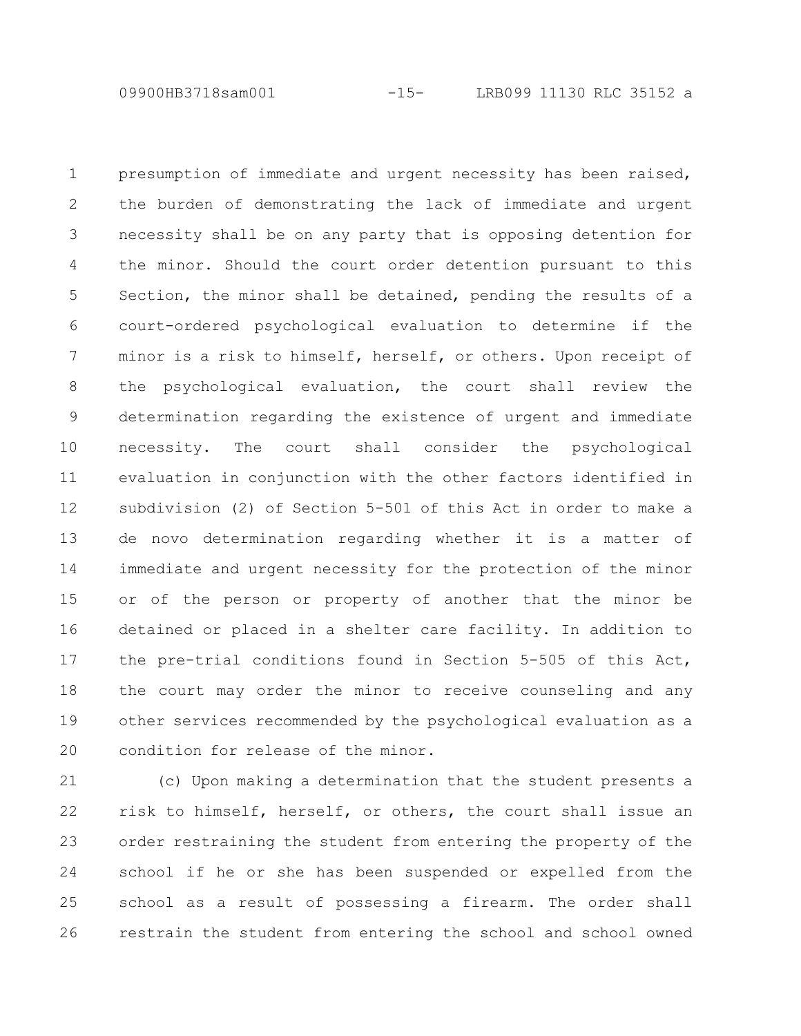presumption of immediate and urgent necessity has been raised, the burden of demonstrating the lack of immediate and urgent necessity shall be on any party that is opposing detention for the minor. Should the court order detention pursuant to this Section, the minor shall be detained, pending the results of a court-ordered psychological evaluation to determine if the minor is a risk to himself, herself, or others. Upon receipt of the psychological evaluation, the court shall review the determination regarding the existence of urgent and immediate necessity. The court shall consider the psychological evaluation in conjunction with the other factors identified in subdivision (2) of Section 5-501 of this Act in order to make a de novo determination regarding whether it is a matter of immediate and urgent necessity for the protection of the minor or of the person or property of another that the minor be detained or placed in a shelter care facility. In addition to the pre-trial conditions found in Section 5-505 of this Act, the court may order the minor to receive counseling and any other services recommended by the psychological evaluation as a condition for release of the minor.

(c) Upon making a determination that the student presents a risk to himself, herself, or others, the court shall issue an order restraining the student from entering the property of the school if he or she has been suspended or expelled from the school as a result of possessing a firearm. The order shall restrain the student from entering the school and school owned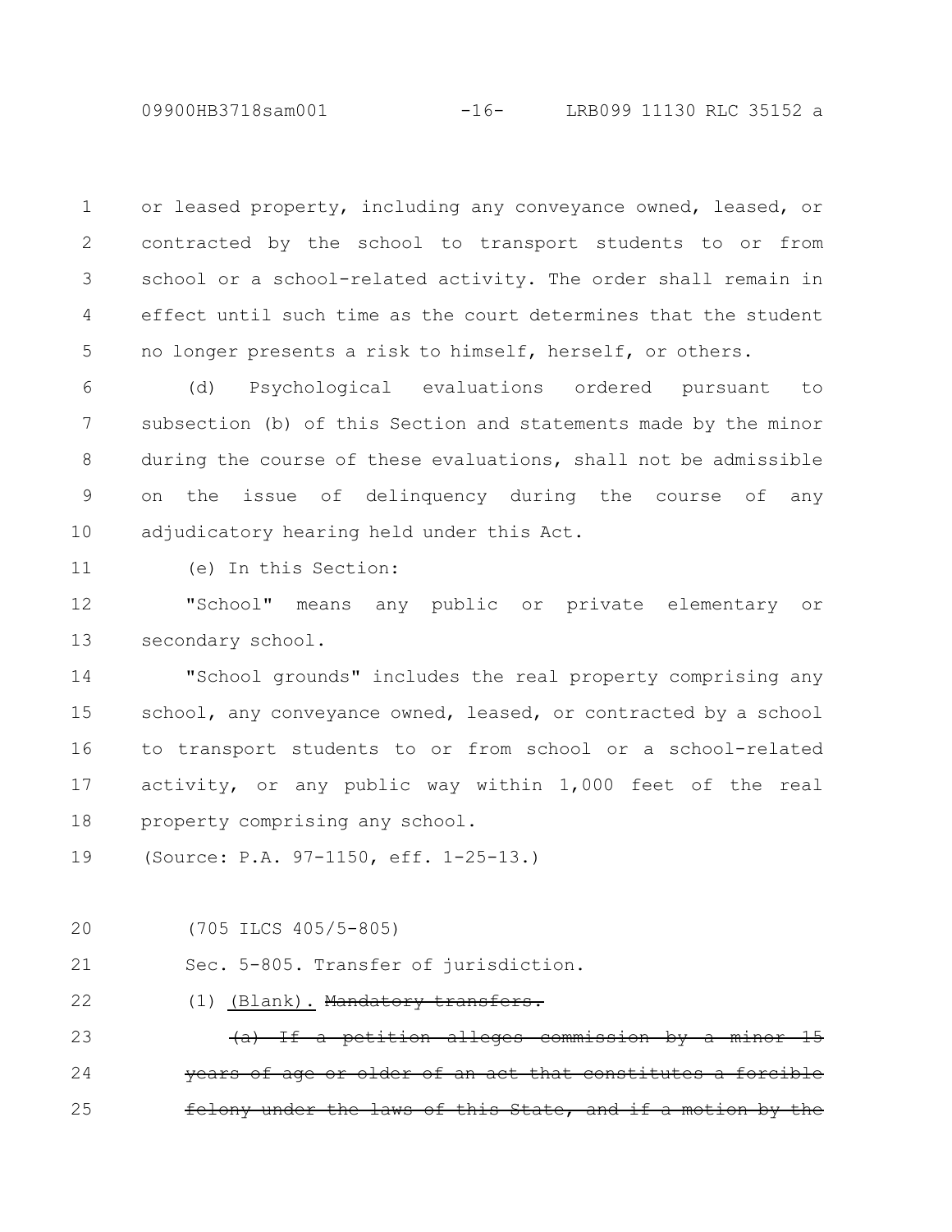or leased property, including any conveyance owned, leased, or contracted by the school to transport students to or from school or a school-related activity. The order shall remain in effect until such time as the court determines that the student no longer presents a risk to himself, herself, or others.

(d) Psychological evaluations ordered pursuant to subsection (b) of this Section and statements made by the minor during the course of these evaluations, shall not be admissible on the issue of delinquency during the course of any adjudicatory hearing held under this Act.

(e) In this Section:

"School" means any public or private elementary or secondary school.

"School grounds" includes the real property comprising any school, any conveyance owned, leased, or contracted by a school to transport students to or from school or a school-related activity, or any public way within 1,000 feet of the real property comprising any school.

(Source: P.A. 97-1150, eff. 1-25-13.)

(705 ILCS 405/5-805)

Sec. 5-805. Transfer of jurisdiction.

(1) <u>(Blank).</u> ~~Mandatory transfers.~~

~~(a) If a petition alleges commission by a minor 15 years of age or older of an act that constitutes a forcible felony under the laws of this State, and if a motion by the~~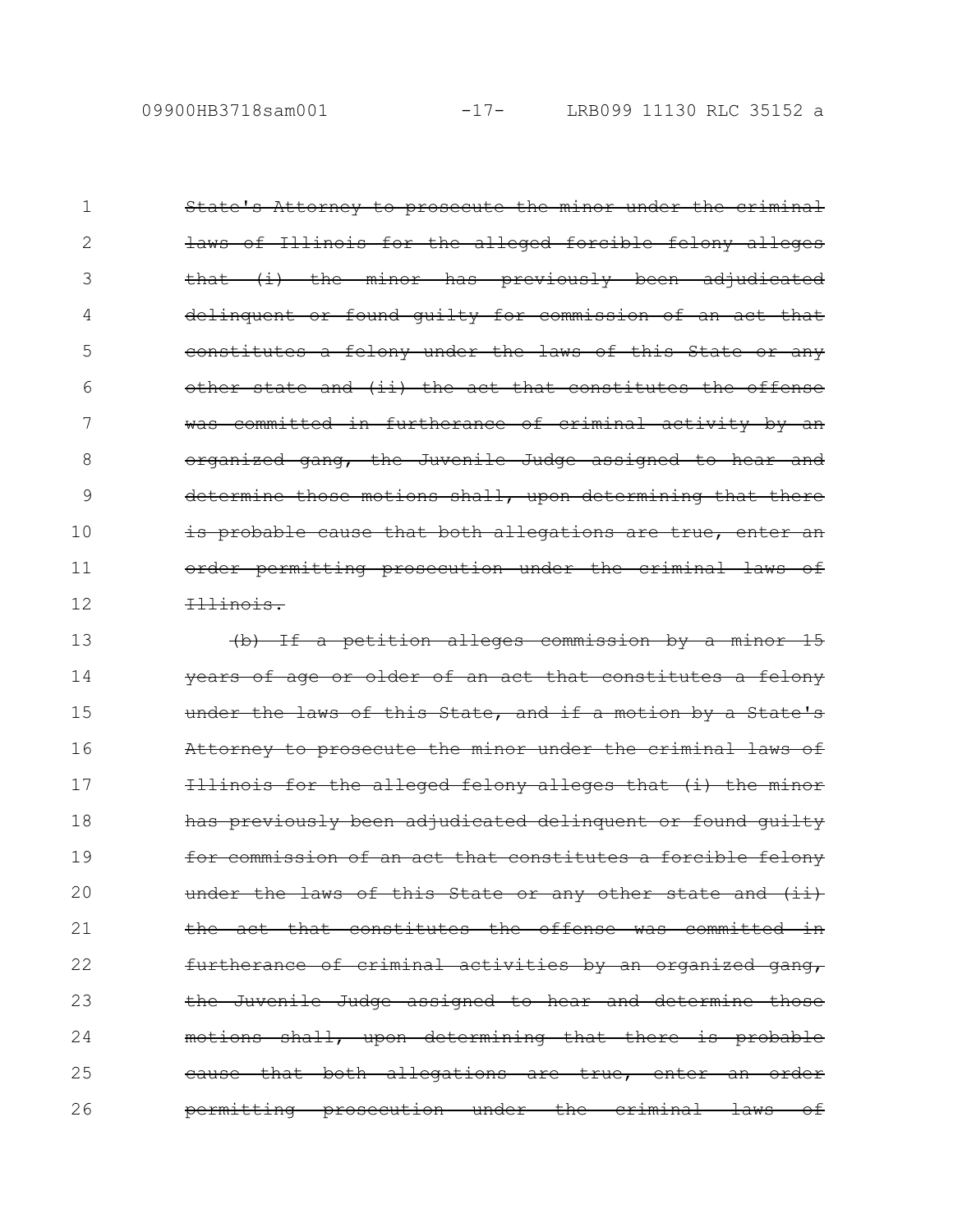~~State's Attorney to prosecute the minor under the criminal laws of Illinois for the alleged forcible felony alleges that (i) the minor has previously been adjudicated delinquent or found guilty for commission of an act that constitutes a felony under the laws of this State or any other state and (ii) the act that constitutes the offense was committed in furtherance of criminal activity by an organized gang, the Juvenile Judge assigned to hear and determine those motions shall, upon determining that there is probable cause that both allegations are true, enter an order permitting prosecution under the criminal laws of Illinois.~~

~~(b) If a petition alleges commission by a minor 15 years of age or older of an act that constitutes a felony under the laws of this State, and if a motion by a State's Attorney to prosecute the minor under the criminal laws of Illinois for the alleged felony alleges that (i) the minor has previously been adjudicated delinquent or found guilty for commission of an act that constitutes a forcible felony under the laws of this State or any other state and (ii) the act that constitutes the offense was committed in furtherance of criminal activities by an organized gang, the Juvenile Judge assigned to hear and determine those motions shall, upon determining that there is probable cause that both allegations are true, enter an order permitting prosecution under the criminal laws of~~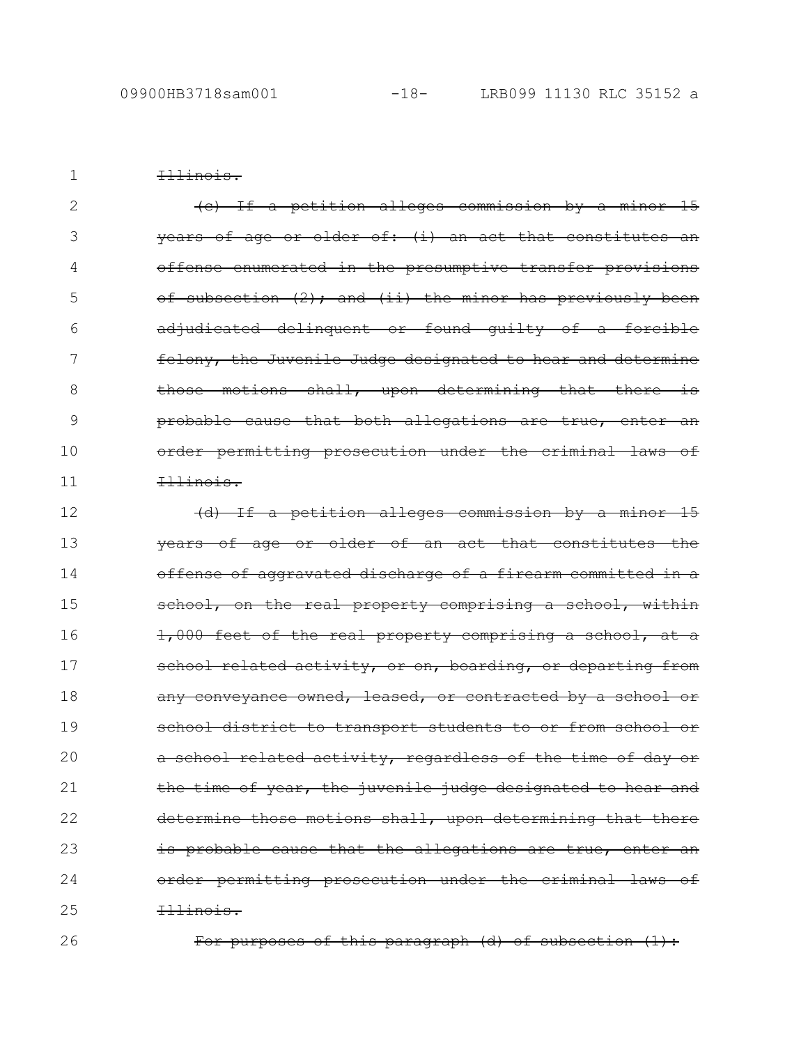~~Illinois.~~

~~(c) If a petition alleges commission by a minor 15 years of age or older of: (i) an act that constitutes an offense enumerated in the presumptive transfer provisions of subsection (2); and (ii) the minor has previously been adjudicated delinquent or found guilty of a forcible felony, the Juvenile Judge designated to hear and determine those motions shall, upon determining that there is probable cause that both allegations are true, enter an order permitting prosecution under the criminal laws of Illinois.~~

~~(d) If a petition alleges commission by a minor 15 years of age or older of an act that constitutes the offense of aggravated discharge of a firearm committed in a school, on the real property comprising a school, within 1,000 feet of the real property comprising a school, at a school related activity, or on, boarding, or departing from any conveyance owned, leased, or contracted by a school or school district to transport students to or from school or a school related activity, regardless of the time of day or the time of year, the juvenile judge designated to hear and determine those motions shall, upon determining that there is probable cause that the allegations are true, enter an order permitting prosecution under the criminal laws of Illinois.~~

~~For purposes of this paragraph (d) of subsection (1):~~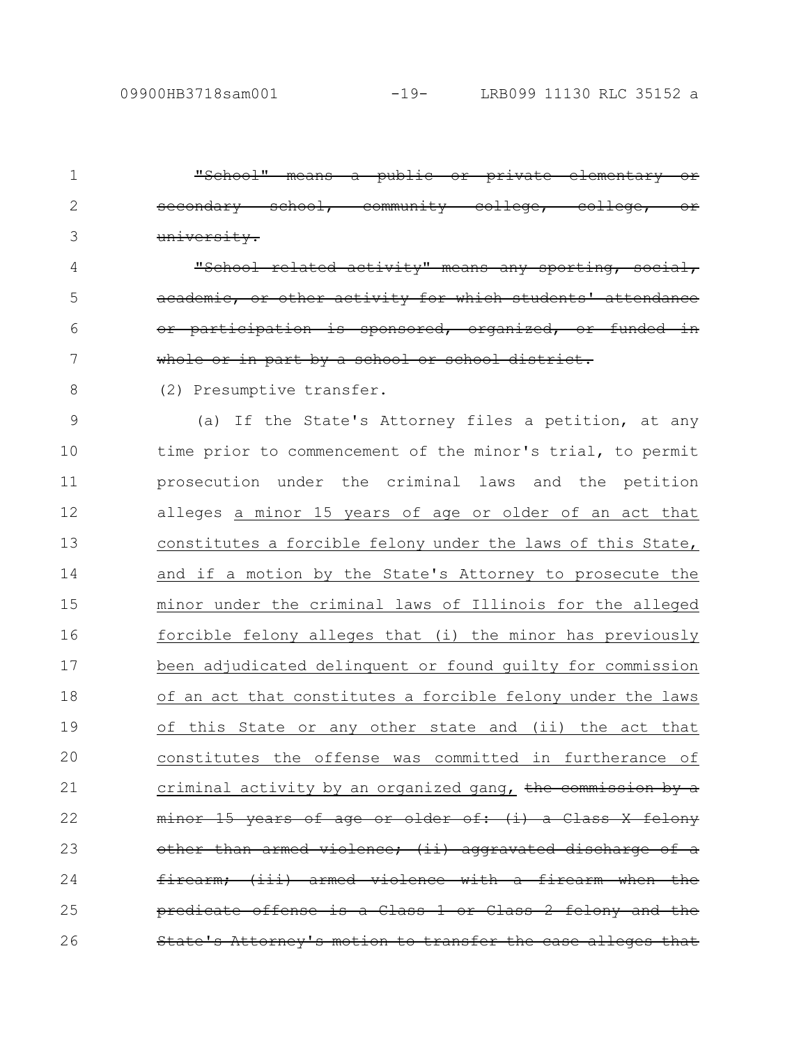~~"School" means a public or private elementary or secondary school, community college, college, or university.~~

~~"School related activity" means any sporting, social, academic, or other activity for which students' attendance or participation is sponsored, organized, or funded in whole or in part by a school or school district.~~

(2) Presumptive transfer.

(a) If the State's Attorney files a petition, at any time prior to commencement of the minor's trial, to permit prosecution under the criminal laws and the petition alleges <u>a minor 15 years of age or older of an act that constitutes a forcible felony under the laws of this State, and if a motion by the State's Attorney to prosecute the minor under the criminal laws of Illinois for the alleged forcible felony alleges that (i) the minor has previously been adjudicated delinquent or found guilty for commission of an act that constitutes a forcible felony under the laws of this State or any other state and (ii) the act that constitutes the offense was committed in furtherance of criminal activity by an organized gang,</u> ~~the commission by a minor 15 years of age or older of: (i) a Class X felony other than armed violence; (ii) aggravated discharge of a firearm; (iii) armed violence with a firearm when the predicate offense is a Class 1 or Class 2 felony and the State's Attorney's motion to transfer the case alleges that~~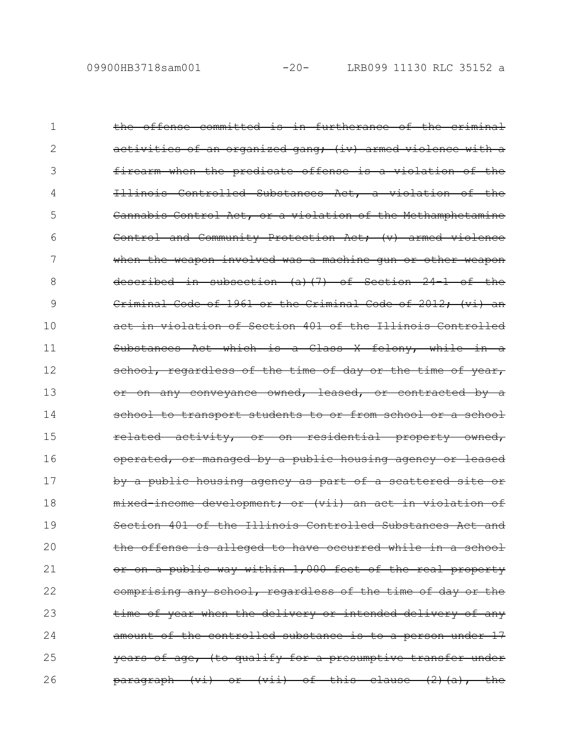~~the offense committed is in furtherance of the criminal activities of an organized gang; (iv) armed violence with a firearm when the predicate offense is a violation of the Illinois Controlled Substances Act, a violation of the Cannabis Control Act, or a violation of the Methamphetamine Control and Community Protection Act; (v) armed violence when the weapon involved was a machine gun or other weapon described in subsection (a)(7) of Section 24-1 of the Criminal Code of 1961 or the Criminal Code of 2012; (vi) an act in violation of Section 401 of the Illinois Controlled Substances Act which is a Class X felony, while in a school, regardless of the time of day or the time of year, or on any conveyance owned, leased, or contracted by a school to transport students to or from school or a school related activity, or on residential property owned, operated, or managed by a public housing agency or leased by a public housing agency as part of a scattered site or mixed-income development; or (vii) an act in violation of Section 401 of the Illinois Controlled Substances Act and the offense is alleged to have occurred while in a school or on a public way within 1,000 feet of the real property comprising any school, regardless of the time of day or the time of year when the delivery or intended delivery of any amount of the controlled substance is to a person under 17 years of age, (to qualify for a presumptive transfer under paragraph (vi) or (vii) of this clause (2)(a), the~~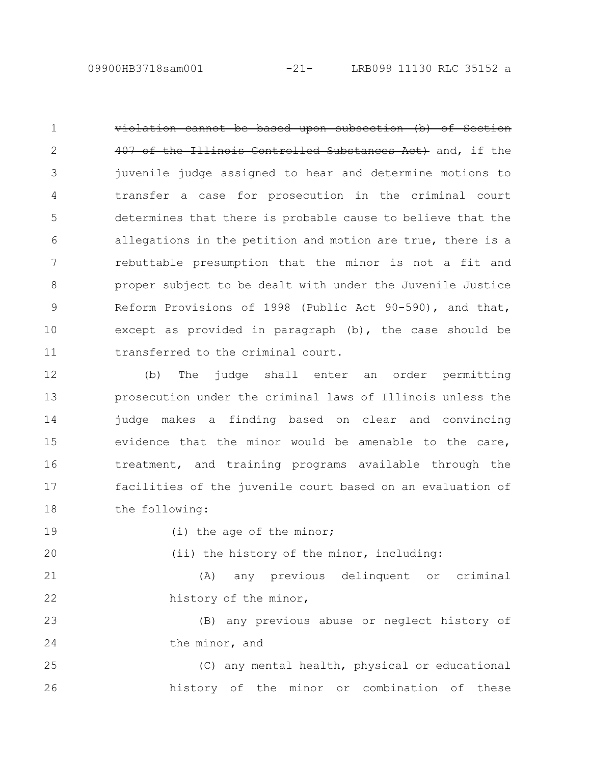~~violation cannot be based upon subsection (b) of Section 407 of the Illinois Controlled Substances Act)~~ and, if the juvenile judge assigned to hear and determine motions to transfer a case for prosecution in the criminal court determines that there is probable cause to believe that the allegations in the petition and motion are true, there is a rebuttable presumption that the minor is not a fit and proper subject to be dealt with under the Juvenile Justice Reform Provisions of 1998 (Public Act 90-590), and that, except as provided in paragraph (b), the case should be transferred to the criminal court.

(b) The judge shall enter an order permitting prosecution under the criminal laws of Illinois unless the judge makes a finding based on clear and convincing evidence that the minor would be amenable to the care, treatment, and training programs available through the facilities of the juvenile court based on an evaluation of the following:

(i) the age of the minor;

(ii) the history of the minor, including:

(A) any previous delinquent or criminal history of the minor,

(B) any previous abuse or neglect history of the minor, and

(C) any mental health, physical or educational history of the minor or combination of these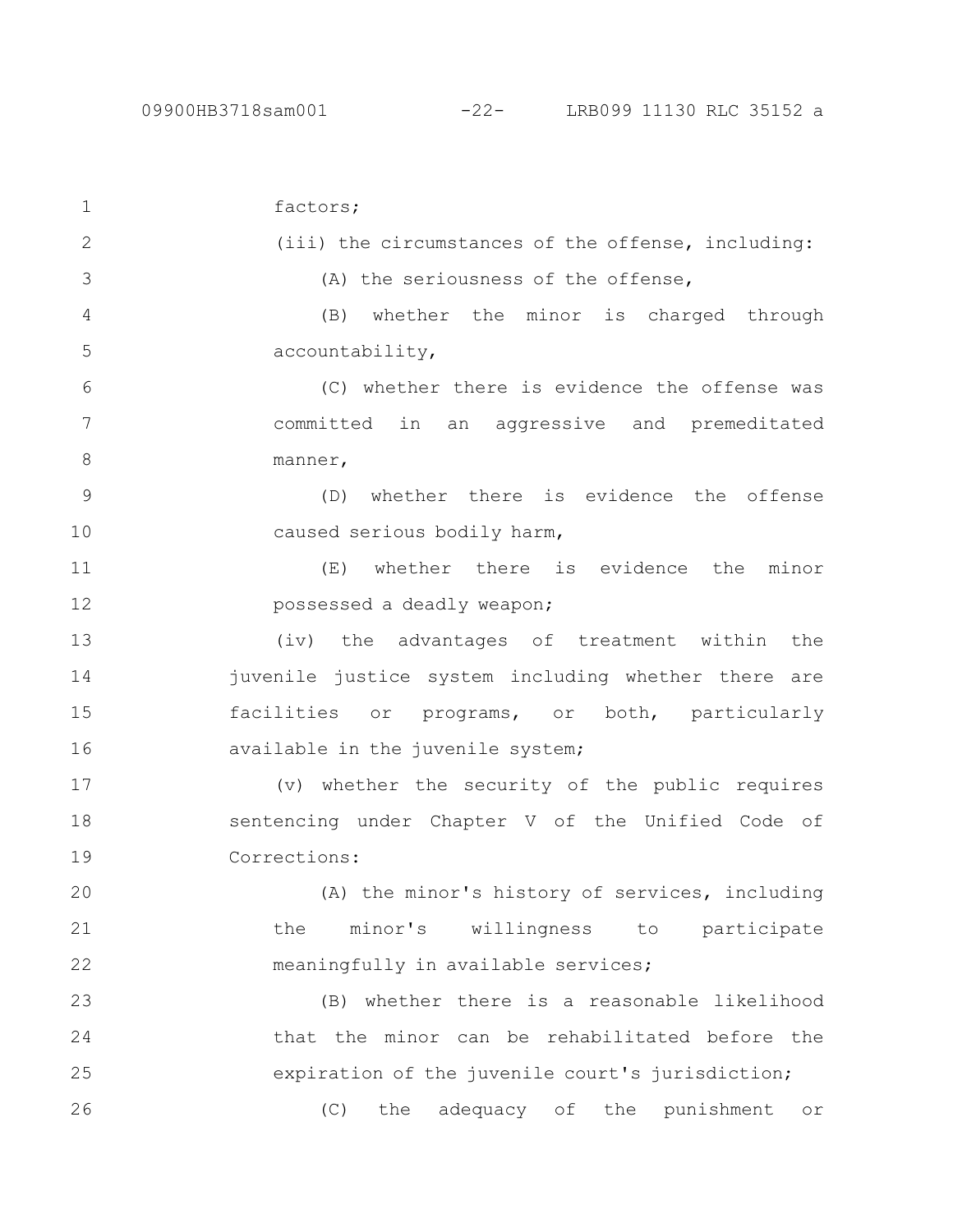factors;

(iii) the circumstances of the offense, including:

(A) the seriousness of the offense,

(B) whether the minor is charged through accountability,

(C) whether there is evidence the offense was committed in an aggressive and premeditated manner,

(D) whether there is evidence the offense caused serious bodily harm,

(E) whether there is evidence the minor possessed a deadly weapon;

(iv) the advantages of treatment within the juvenile justice system including whether there are facilities or programs, or both, particularly available in the juvenile system;

(v) whether the security of the public requires sentencing under Chapter V of the Unified Code of Corrections:

(A) the minor's history of services, including the minor's willingness to participate meaningfully in available services;

(B) whether there is a reasonable likelihood that the minor can be rehabilitated before the expiration of the juvenile court's jurisdiction;

(C) the adequacy of the punishment or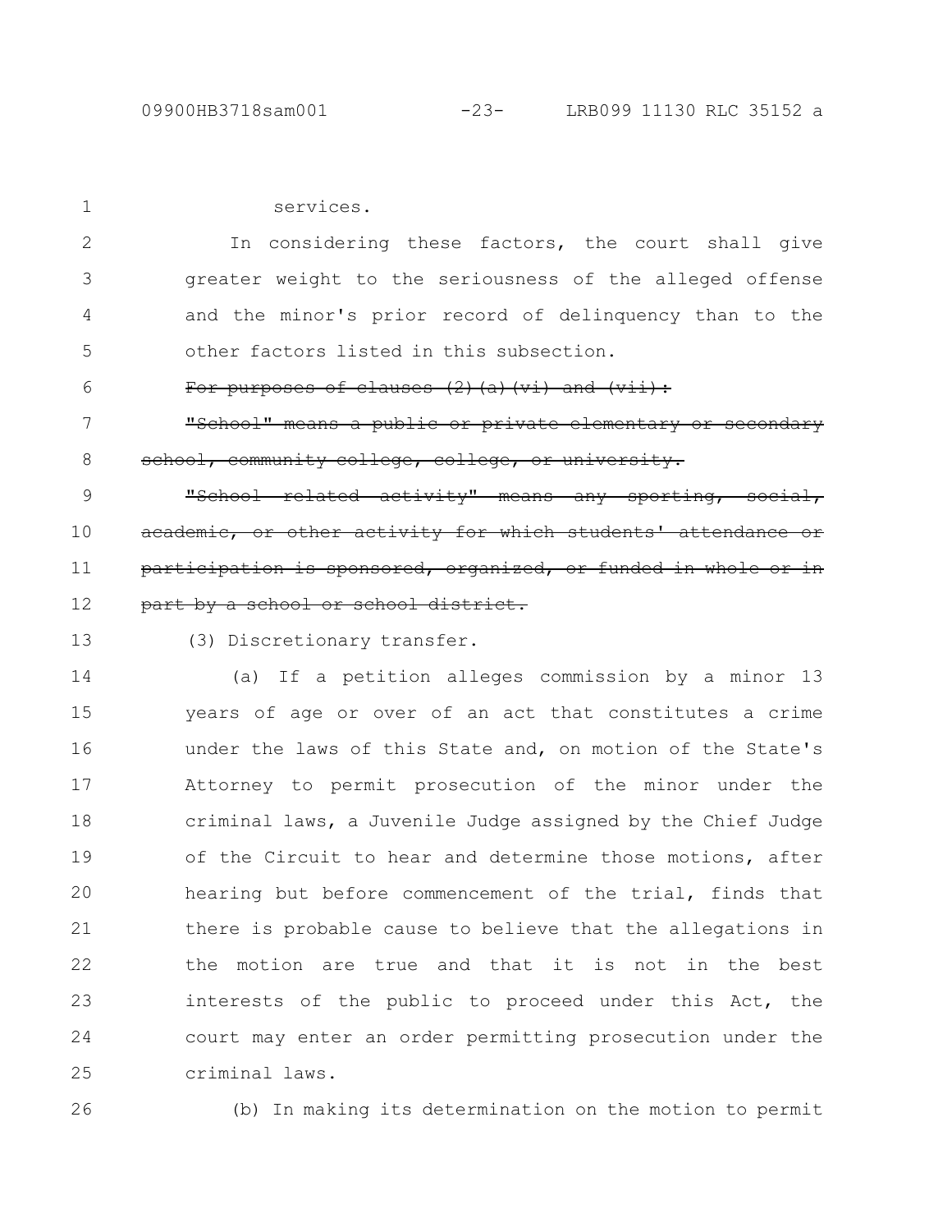services.

In considering these factors, the court shall give greater weight to the seriousness of the alleged offense and the minor's prior record of delinquency than to the other factors listed in this subsection.

~~For purposes of clauses (2)(a)(vi) and (vii):~~

~~"School" means a public or private elementary or secondary school, community college, college, or university.~~

~~"School related activity" means any sporting, social, academic, or other activity for which students' attendance or participation is sponsored, organized, or funded in whole or in part by a school or school district.~~

(3) Discretionary transfer.

(a) If a petition alleges commission by a minor 13 years of age or over of an act that constitutes a crime under the laws of this State and, on motion of the State's Attorney to permit prosecution of the minor under the criminal laws, a Juvenile Judge assigned by the Chief Judge of the Circuit to hear and determine those motions, after hearing but before commencement of the trial, finds that there is probable cause to believe that the allegations in the motion are true and that it is not in the best interests of the public to proceed under this Act, the court may enter an order permitting prosecution under the criminal laws.

(b) In making its determination on the motion to permit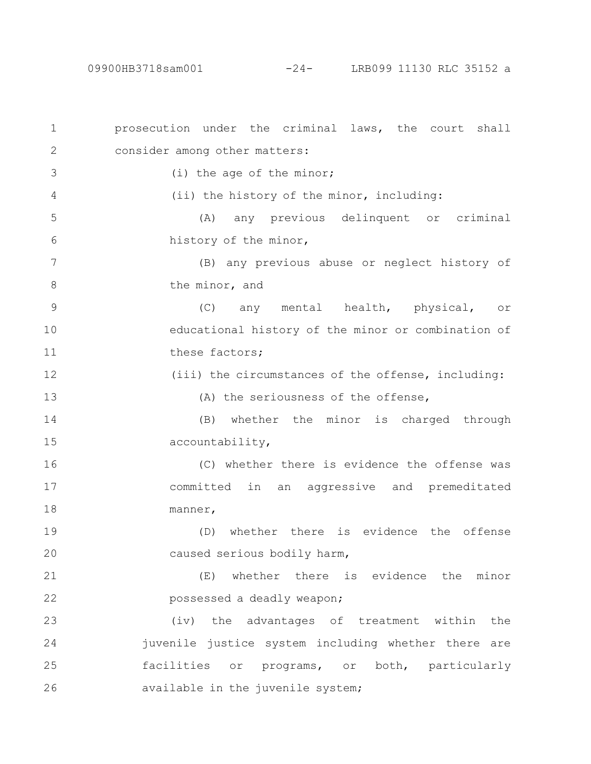prosecution under the criminal laws, the court shall consider among other matters:

(i) the age of the minor;

(ii) the history of the minor, including:

(A) any previous delinquent or criminal history of the minor,

(B) any previous abuse or neglect history of the minor, and

(C) any mental health, physical, or educational history of the minor or combination of these factors;

(iii) the circumstances of the offense, including:

(A) the seriousness of the offense,

(B) whether the minor is charged through accountability,

(C) whether there is evidence the offense was committed in an aggressive and premeditated manner,

(D) whether there is evidence the offense caused serious bodily harm,

(E) whether there is evidence the minor possessed a deadly weapon;

(iv) the advantages of treatment within the juvenile justice system including whether there are facilities or programs, or both, particularly available in the juvenile system;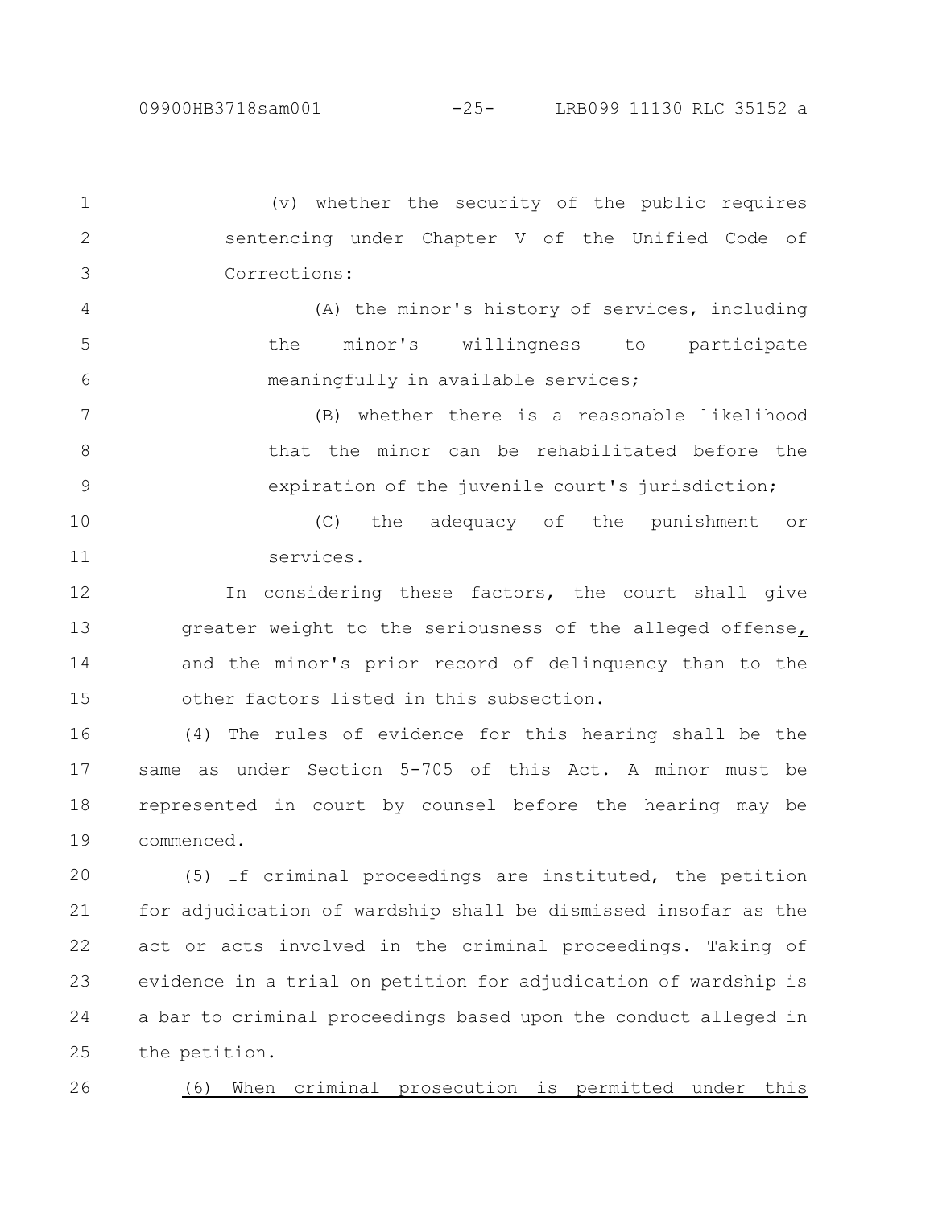(v) whether the security of the public requires sentencing under Chapter V of the Unified Code of Corrections:

(A) the minor's history of services, including the minor's willingness to participate meaningfully in available services;

(B) whether there is a reasonable likelihood that the minor can be rehabilitated before the expiration of the juvenile court's jurisdiction;

(C) the adequacy of the punishment or services.

In considering these factors, the court shall give greater weight to the seriousness of the alleged offense, ~~and~~ the minor's prior record of delinquency than to the other factors listed in this subsection.

(4) The rules of evidence for this hearing shall be the same as under Section 5-705 of this Act. A minor must be represented in court by counsel before the hearing may be commenced.

(5) If criminal proceedings are instituted, the petition for adjudication of wardship shall be dismissed insofar as the act or acts involved in the criminal proceedings. Taking of evidence in a trial on petition for adjudication of wardship is a bar to criminal proceedings based upon the conduct alleged in the petition.

(6) When criminal prosecution is permitted under this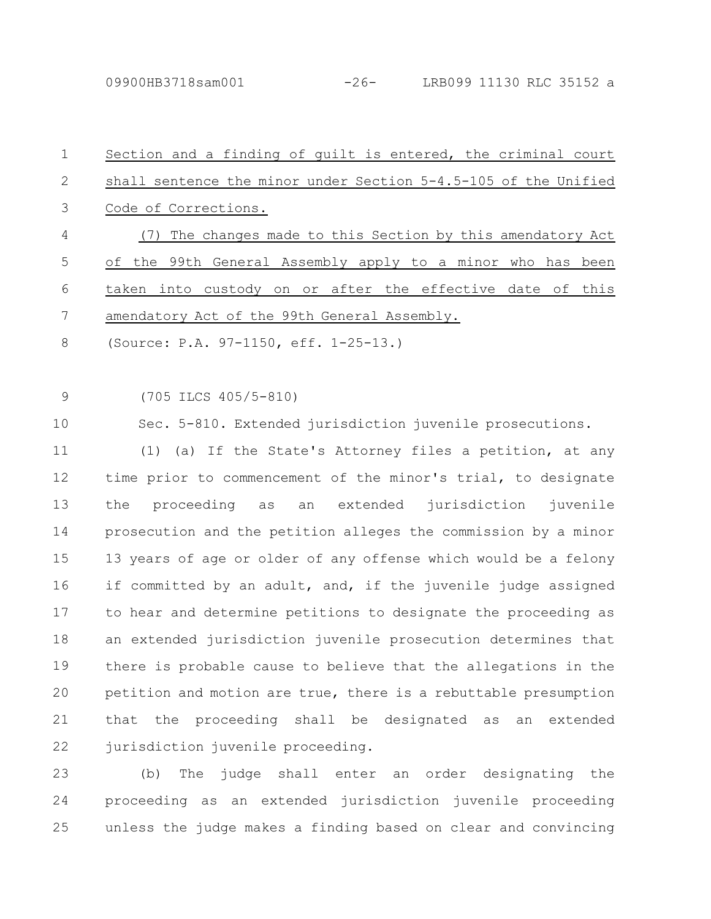Section and a finding of guilt is entered, the criminal court shall sentence the minor under Section 5-4.5-105 of the Unified Code of Corrections.

(7) The changes made to this Section by this amendatory Act of the 99th General Assembly apply to a minor who has been taken into custody on or after the effective date of this amendatory Act of the 99th General Assembly.

(Source: P.A. 97-1150, eff. 1-25-13.)

(705 ILCS 405/5-810)

Sec. 5-810. Extended jurisdiction juvenile prosecutions.

(1) (a) If the State's Attorney files a petition, at any time prior to commencement of the minor's trial, to designate the proceeding as an extended jurisdiction juvenile prosecution and the petition alleges the commission by a minor 13 years of age or older of any offense which would be a felony if committed by an adult, and, if the juvenile judge assigned to hear and determine petitions to designate the proceeding as an extended jurisdiction juvenile prosecution determines that there is probable cause to believe that the allegations in the petition and motion are true, there is a rebuttable presumption that the proceeding shall be designated as an extended jurisdiction juvenile proceeding.

(b) The judge shall enter an order designating the proceeding as an extended jurisdiction juvenile proceeding unless the judge makes a finding based on clear and convincing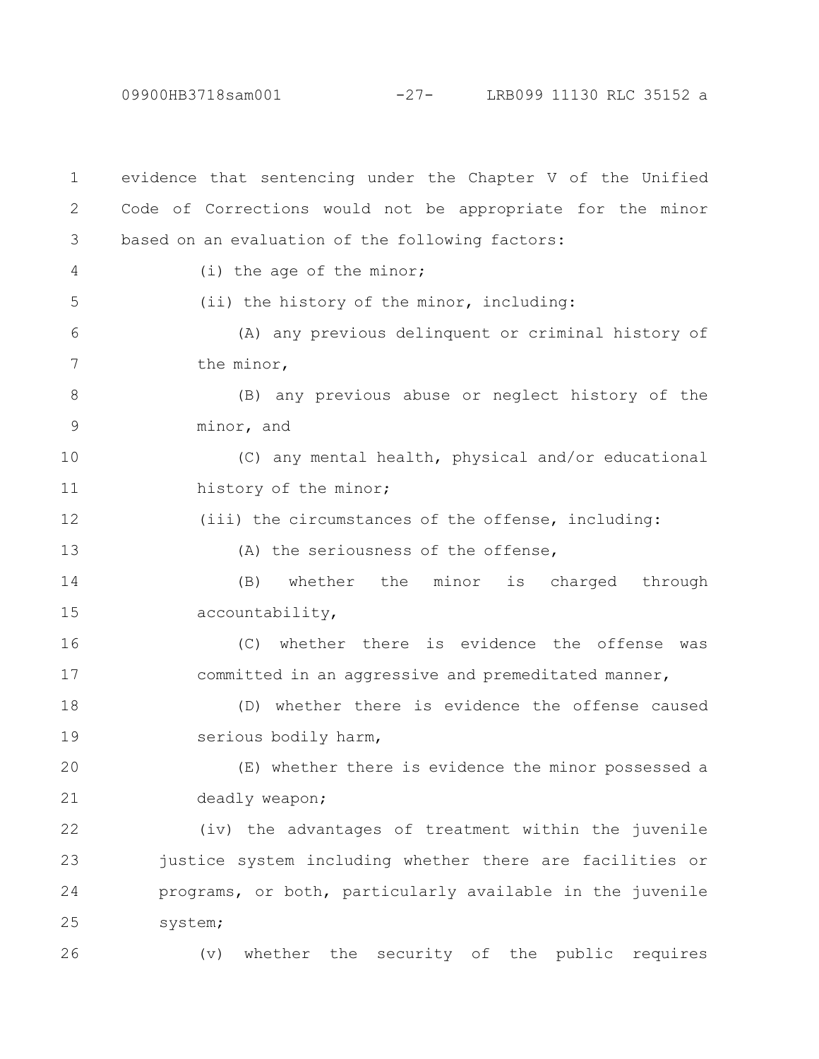evidence that sentencing under the Chapter V of the Unified Code of Corrections would not be appropriate for the minor based on an evaluation of the following factors:

(i) the age of the minor;

(ii) the history of the minor, including:

(A) any previous delinquent or criminal history of the minor,

(B) any previous abuse or neglect history of the minor, and

(C) any mental health, physical and/or educational history of the minor;

(iii) the circumstances of the offense, including:

(A) the seriousness of the offense,

(B) whether the minor is charged through accountability,

(C) whether there is evidence the offense was committed in an aggressive and premeditated manner,

(D) whether there is evidence the offense caused serious bodily harm,

(E) whether there is evidence the minor possessed a deadly weapon;

(iv) the advantages of treatment within the juvenile justice system including whether there are facilities or programs, or both, particularly available in the juvenile system;

(v) whether the security of the public requires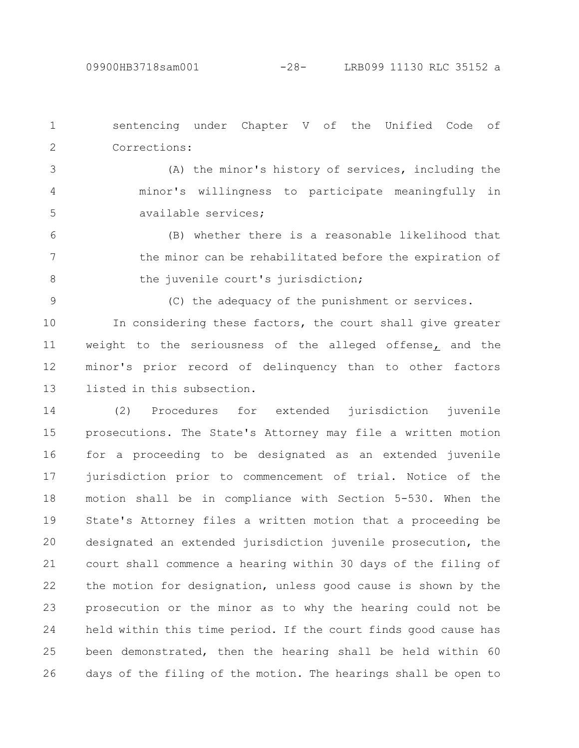sentencing under Chapter V of the Unified Code of Corrections:

(A) the minor's history of services, including the minor's willingness to participate meaningfully in available services;

(B) whether there is a reasonable likelihood that the minor can be rehabilitated before the expiration of the juvenile court's jurisdiction;

(C) the adequacy of the punishment or services.

In considering these factors, the court shall give greater weight to the seriousness of the alleged offense, and the minor's prior record of delinquency than to other factors listed in this subsection.

(2) Procedures for extended jurisdiction juvenile prosecutions. The State's Attorney may file a written motion for a proceeding to be designated as an extended juvenile jurisdiction prior to commencement of trial. Notice of the motion shall be in compliance with Section 5-530. When the State's Attorney files a written motion that a proceeding be designated an extended jurisdiction juvenile prosecution, the court shall commence a hearing within 30 days of the filing of the motion for designation, unless good cause is shown by the prosecution or the minor as to why the hearing could not be held within this time period. If the court finds good cause has been demonstrated, then the hearing shall be held within 60 days of the filing of the motion. The hearings shall be open to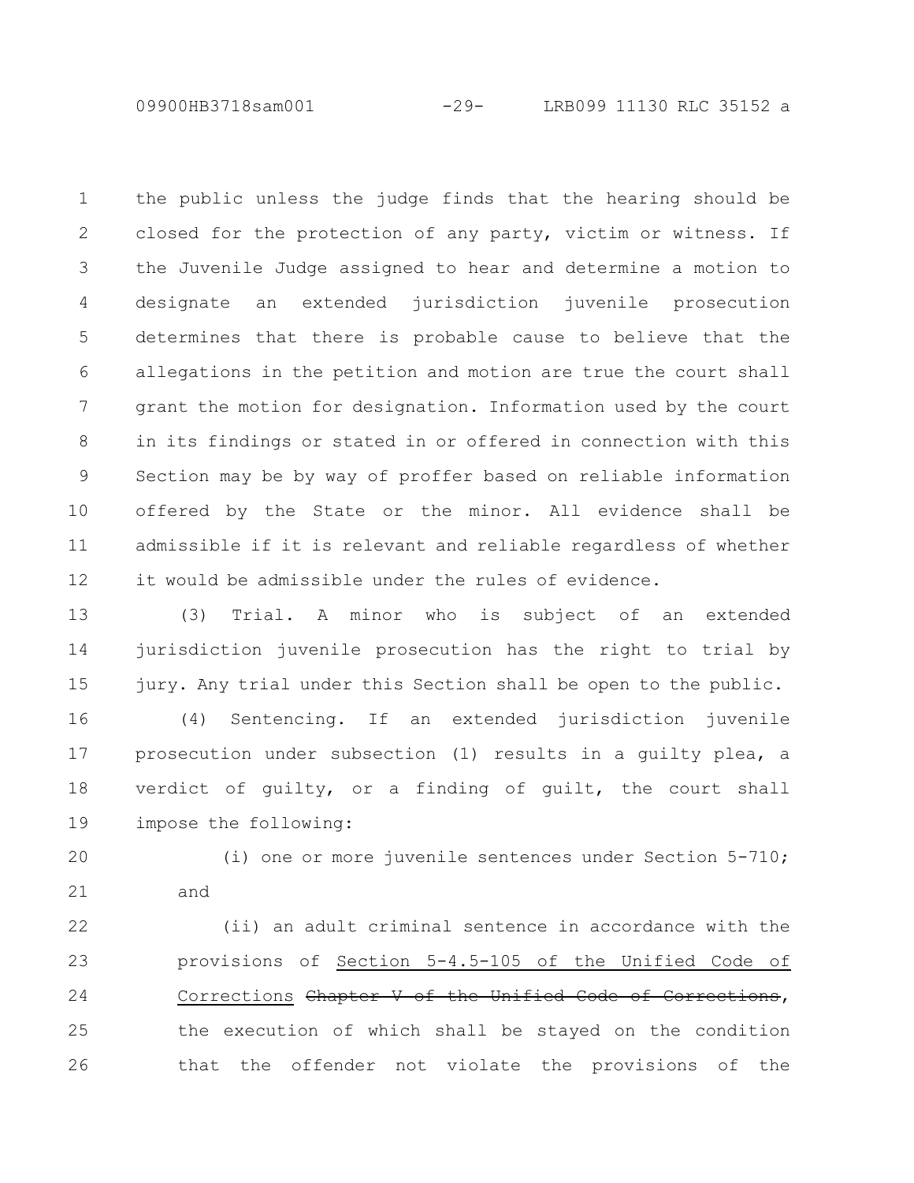the public unless the judge finds that the hearing should be closed for the protection of any party, victim or witness. If the Juvenile Judge assigned to hear and determine a motion to designate an extended jurisdiction juvenile prosecution determines that there is probable cause to believe that the allegations in the petition and motion are true the court shall grant the motion for designation. Information used by the court in its findings or stated in or offered in connection with this Section may be by way of proffer based on reliable information offered by the State or the minor. All evidence shall be admissible if it is relevant and reliable regardless of whether it would be admissible under the rules of evidence.

(3) Trial. A minor who is subject of an extended jurisdiction juvenile prosecution has the right to trial by jury. Any trial under this Section shall be open to the public.

(4) Sentencing. If an extended jurisdiction juvenile prosecution under subsection (1) results in a guilty plea, a verdict of guilty, or a finding of guilt, the court shall impose the following:

(i) one or more juvenile sentences under Section 5-710; and

(ii) an adult criminal sentence in accordance with the provisions of <u>Section 5-4.5-105 of the Unified Code of Corrections</u> ~~Chapter V of the Unified Code of Corrections~~, the execution of which shall be stayed on the condition that the offender not violate the provisions of the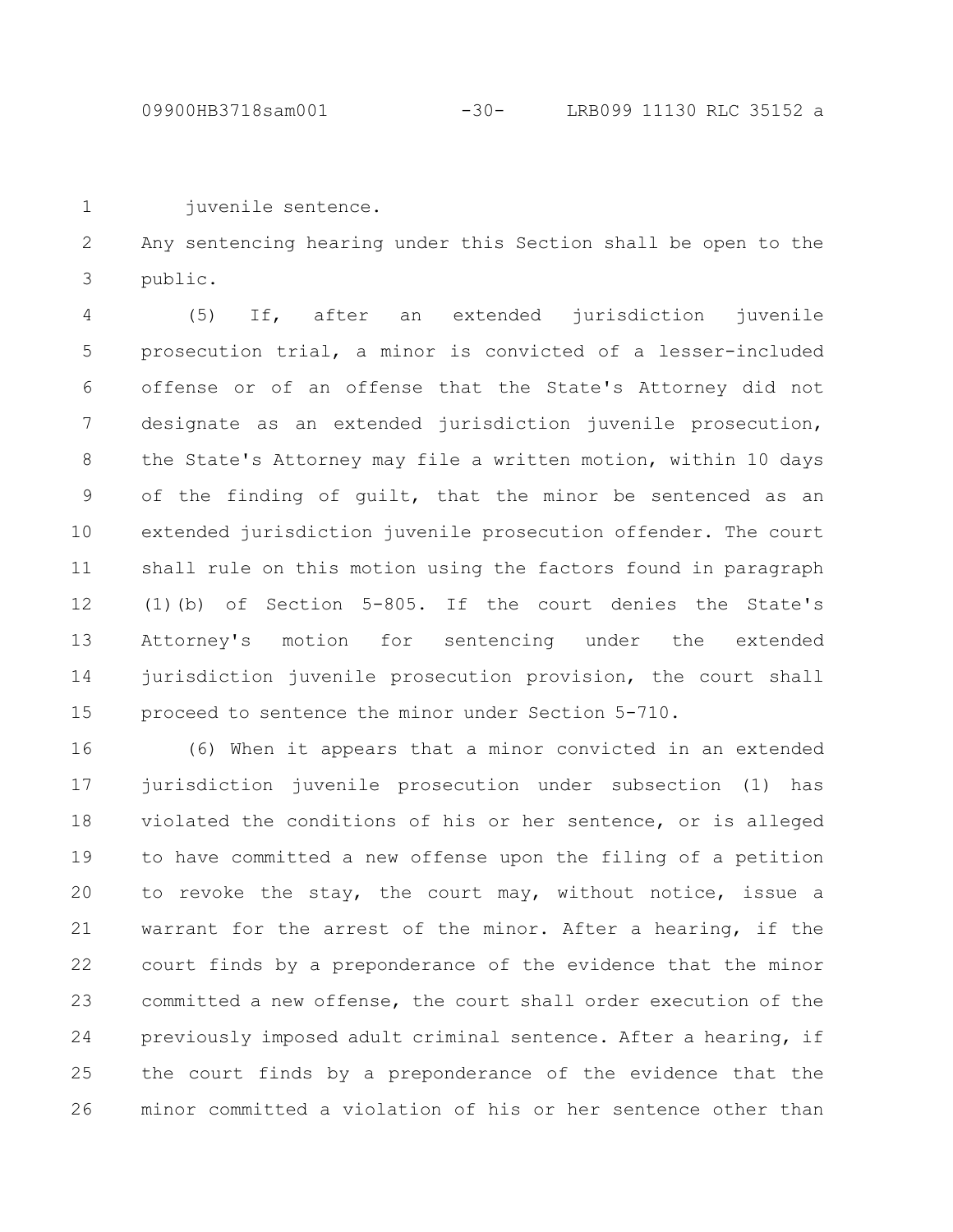juvenile sentence.

Any sentencing hearing under this Section shall be open to the public.

(5) If, after an extended jurisdiction juvenile prosecution trial, a minor is convicted of a lesser-included offense or of an offense that the State's Attorney did not designate as an extended jurisdiction juvenile prosecution, the State's Attorney may file a written motion, within 10 days of the finding of guilt, that the minor be sentenced as an extended jurisdiction juvenile prosecution offender. The court shall rule on this motion using the factors found in paragraph (1)(b) of Section 5-805. If the court denies the State's Attorney's motion for sentencing under the extended jurisdiction juvenile prosecution provision, the court shall proceed to sentence the minor under Section 5-710.

(6) When it appears that a minor convicted in an extended jurisdiction juvenile prosecution under subsection (1) has violated the conditions of his or her sentence, or is alleged to have committed a new offense upon the filing of a petition to revoke the stay, the court may, without notice, issue a warrant for the arrest of the minor. After a hearing, if the court finds by a preponderance of the evidence that the minor committed a new offense, the court shall order execution of the previously imposed adult criminal sentence. After a hearing, if the court finds by a preponderance of the evidence that the minor committed a violation of his or her sentence other than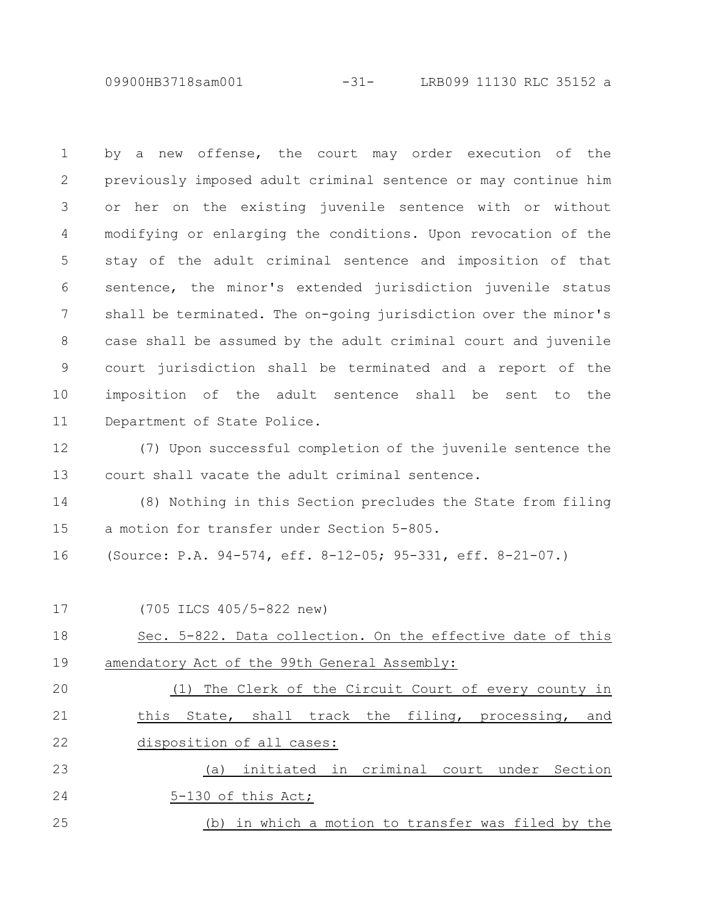by a new offense, the court may order execution of the previously imposed adult criminal sentence or may continue him or her on the existing juvenile sentence with or without modifying or enlarging the conditions. Upon revocation of the stay of the adult criminal sentence and imposition of that sentence, the minor's extended jurisdiction juvenile status shall be terminated. The on-going jurisdiction over the minor's case shall be assumed by the adult criminal court and juvenile court jurisdiction shall be terminated and a report of the imposition of the adult sentence shall be sent to the Department of State Police.

(7) Upon successful completion of the juvenile sentence the court shall vacate the adult criminal sentence.

(8) Nothing in this Section precludes the State from filing a motion for transfer under Section 5-805.

(Source: P.A. 94-574, eff. 8-12-05; 95-331, eff. 8-21-07.)

(705 ILCS 405/5-822 new)

Sec. 5-822. Data collection. On the effective date of this amendatory Act of the 99th General Assembly:

(1) The Clerk of the Circuit Court of every county in this State, shall track the filing, processing, and disposition of all cases:

(a) initiated in criminal court under Section 5-130 of this Act;

(b) in which a motion to transfer was filed by the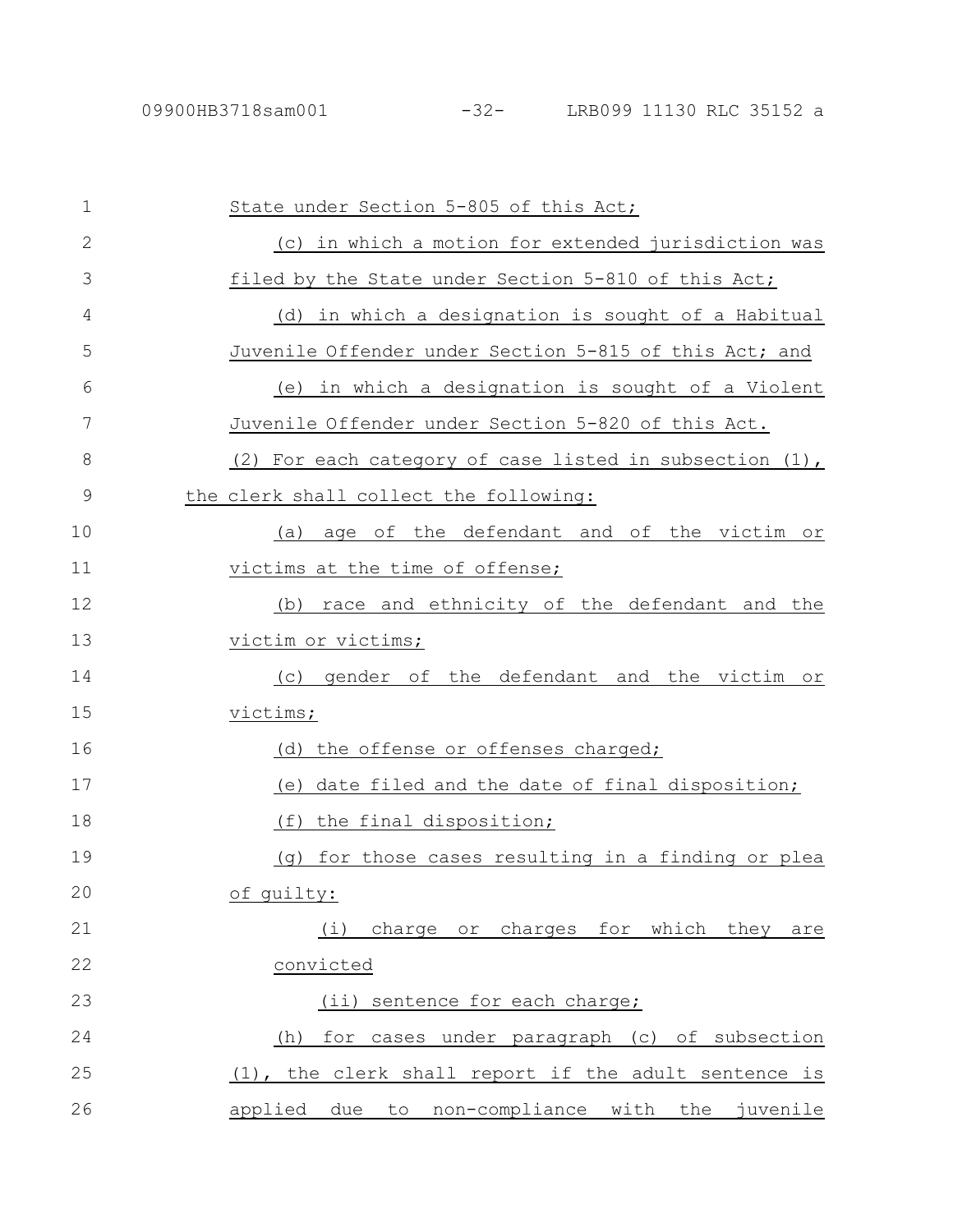State under Section 5-805 of this Act;

(c) in which a motion for extended jurisdiction was filed by the State under Section 5-810 of this Act;

(d) in which a designation is sought of a Habitual Juvenile Offender under Section 5-815 of this Act; and

(e) in which a designation is sought of a Violent Juvenile Offender under Section 5-820 of this Act.

(2) For each category of case listed in subsection (1), the clerk shall collect the following:

(a) age of the defendant and of the victim or victims at the time of offense;

(b) race and ethnicity of the defendant and the victim or victims;

(c) gender of the defendant and the victim or victims;

(d) the offense or offenses charged;

(e) date filed and the date of final disposition;

(f) the final disposition;

(g) for those cases resulting in a finding or plea of guilty:

(i) charge or charges for which they are convicted

(ii) sentence for each charge;

(h) for cases under paragraph (c) of subsection (1), the clerk shall report if the adult sentence is applied due to non-compliance with the juvenile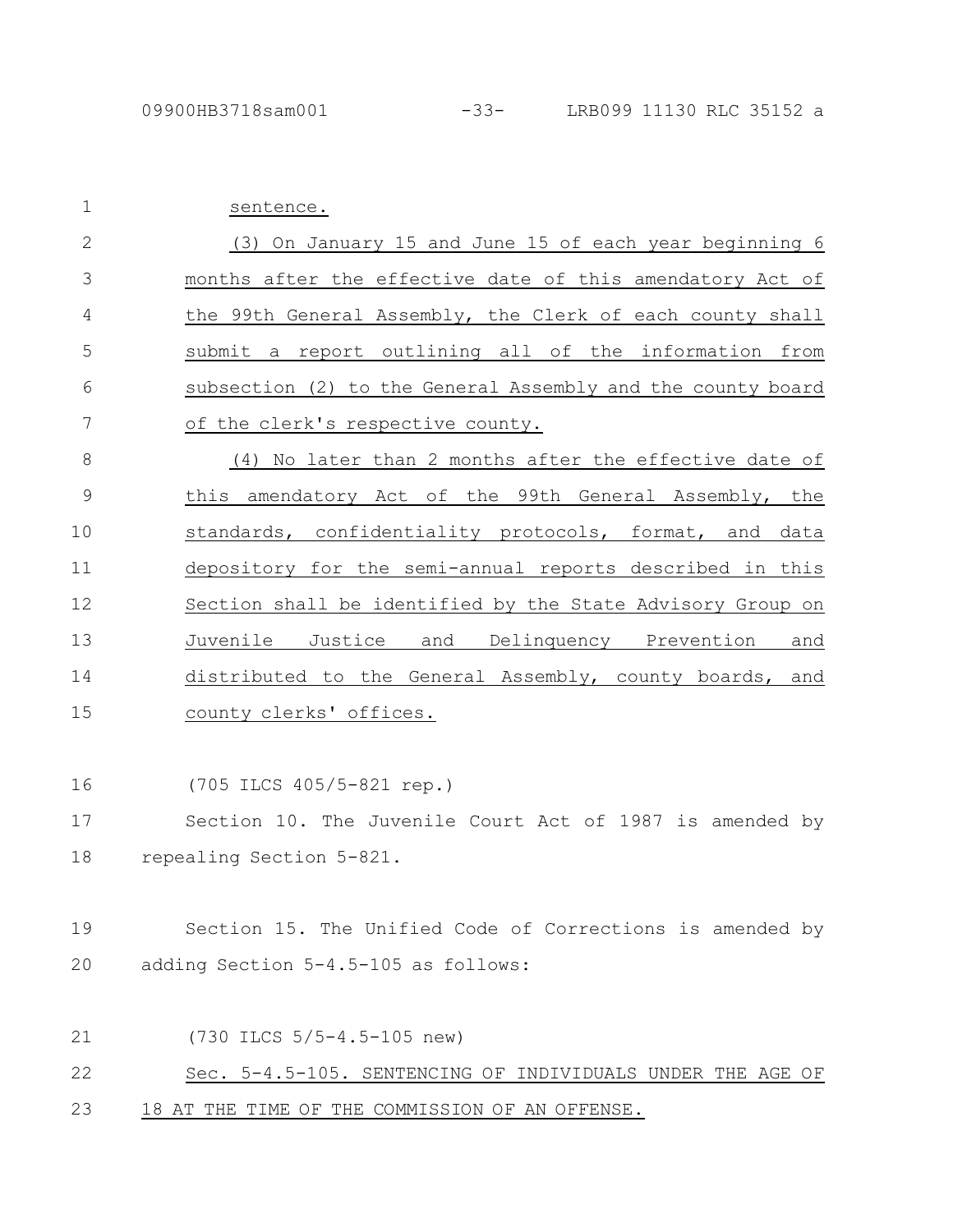sentence.

(3) On January 15 and June 15 of each year beginning 6 months after the effective date of this amendatory Act of the 99th General Assembly, the Clerk of each county shall submit a report outlining all of the information from subsection (2) to the General Assembly and the county board of the clerk's respective county.

(4) No later than 2 months after the effective date of this amendatory Act of the 99th General Assembly, the standards, confidentiality protocols, format, and data depository for the semi-annual reports described in this Section shall be identified by the State Advisory Group on Juvenile Justice and Delinquency Prevention and distributed to the General Assembly, county boards, and county clerks' offices.

(705 ILCS 405/5-821 rep.)

Section 10. The Juvenile Court Act of 1987 is amended by repealing Section 5-821.

Section 15. The Unified Code of Corrections is amended by adding Section 5-4.5-105 as follows:

(730 ILCS 5/5-4.5-105 new)

Sec. 5-4.5-105. SENTENCING OF INDIVIDUALS UNDER THE AGE OF 18 AT THE TIME OF THE COMMISSION OF AN OFFENSE.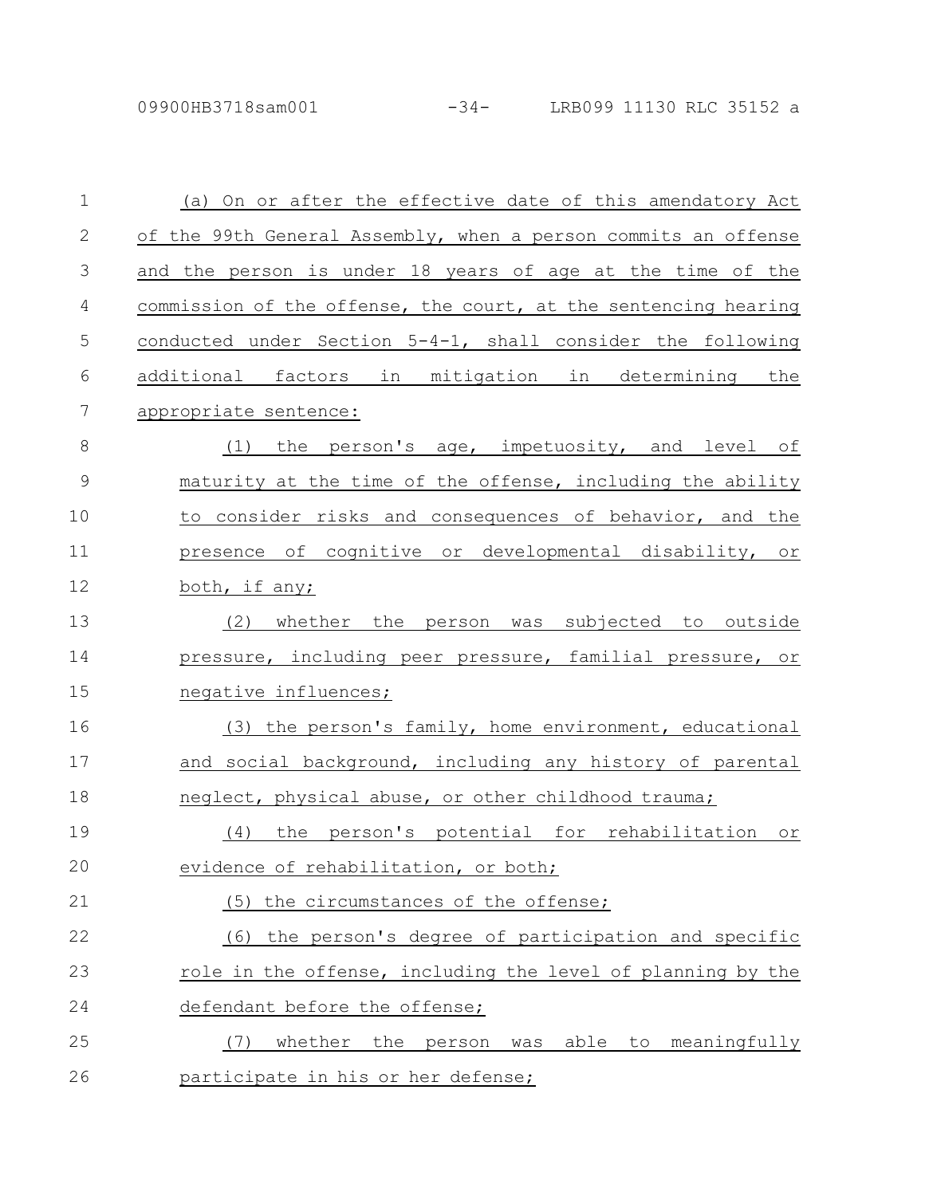(a) On or after the effective date of this amendatory Act of the 99th General Assembly, when a person commits an offense and the person is under 18 years of age at the time of the commission of the offense, the court, at the sentencing hearing conducted under Section 5-4-1, shall consider the following additional factors in mitigation in determining the appropriate sentence:

(1) the person's age, impetuosity, and level of maturity at the time of the offense, including the ability to consider risks and consequences of behavior, and the presence of cognitive or developmental disability, or both, if any;

(2) whether the person was subjected to outside pressure, including peer pressure, familial pressure, or negative influences;

(3) the person's family, home environment, educational and social background, including any history of parental neglect, physical abuse, or other childhood trauma;

(4) the person's potential for rehabilitation or evidence of rehabilitation, or both;

(5) the circumstances of the offense;

(6) the person's degree of participation and specific role in the offense, including the level of planning by the defendant before the offense;

(7) whether the person was able to meaningfully participate in his or her defense;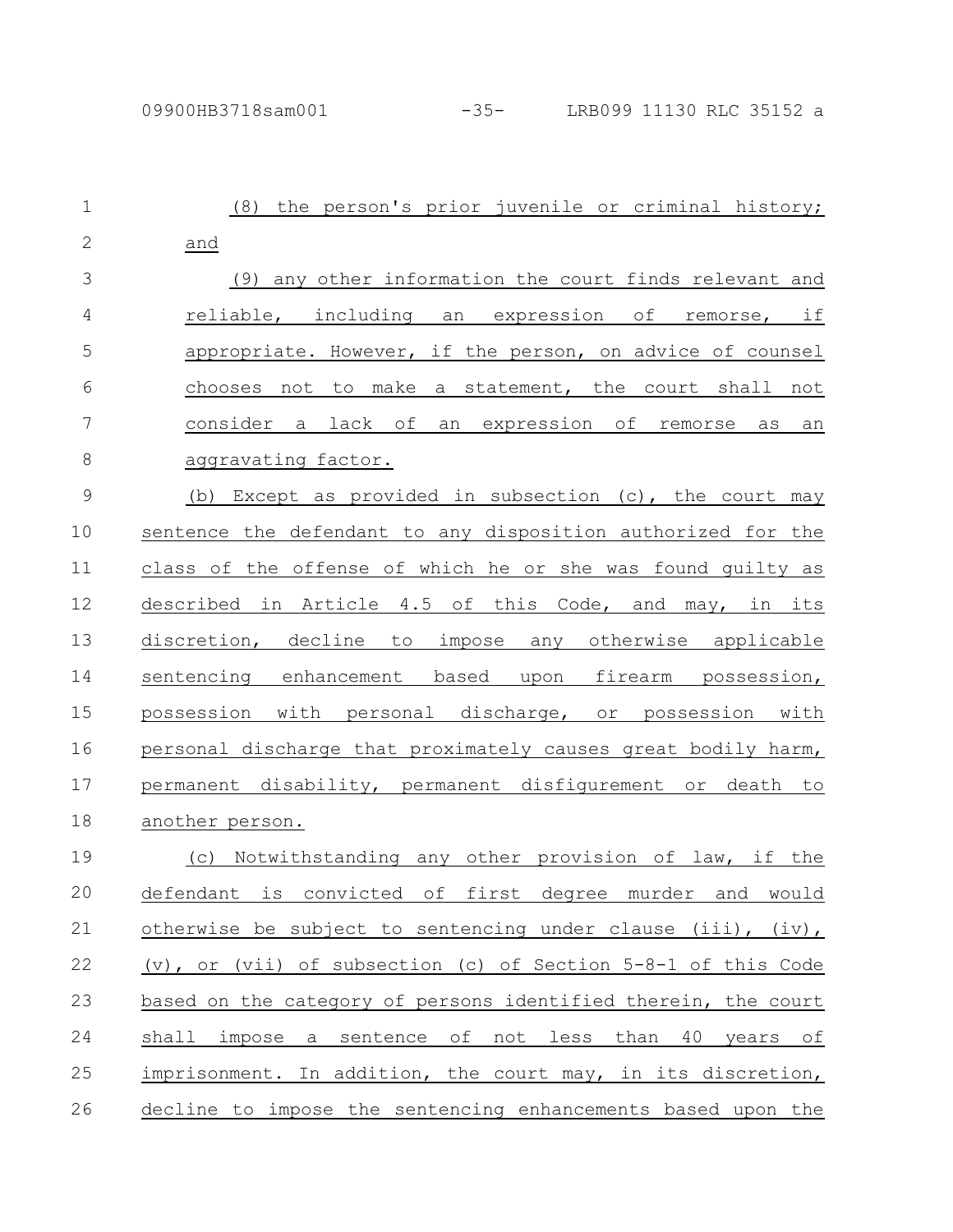(8) the person's prior juvenile or criminal history; and

(9) any other information the court finds relevant and reliable, including an expression of remorse, if appropriate. However, if the person, on advice of counsel chooses not to make a statement, the court shall not consider a lack of an expression of remorse as an aggravating factor.

(b) Except as provided in subsection (c), the court may sentence the defendant to any disposition authorized for the class of the offense of which he or she was found guilty as described in Article 4.5 of this Code, and may, in its discretion, decline to impose any otherwise applicable sentencing enhancement based upon firearm possession, possession with personal discharge, or possession with personal discharge that proximately causes great bodily harm, permanent disability, permanent disfigurement or death to another person.

(c) Notwithstanding any other provision of law, if the defendant is convicted of first degree murder and would otherwise be subject to sentencing under clause (iii), (iv), (v), or (vii) of subsection (c) of Section 5-8-1 of this Code based on the category of persons identified therein, the court shall impose a sentence of not less than 40 years of imprisonment. In addition, the court may, in its discretion, decline to impose the sentencing enhancements based upon the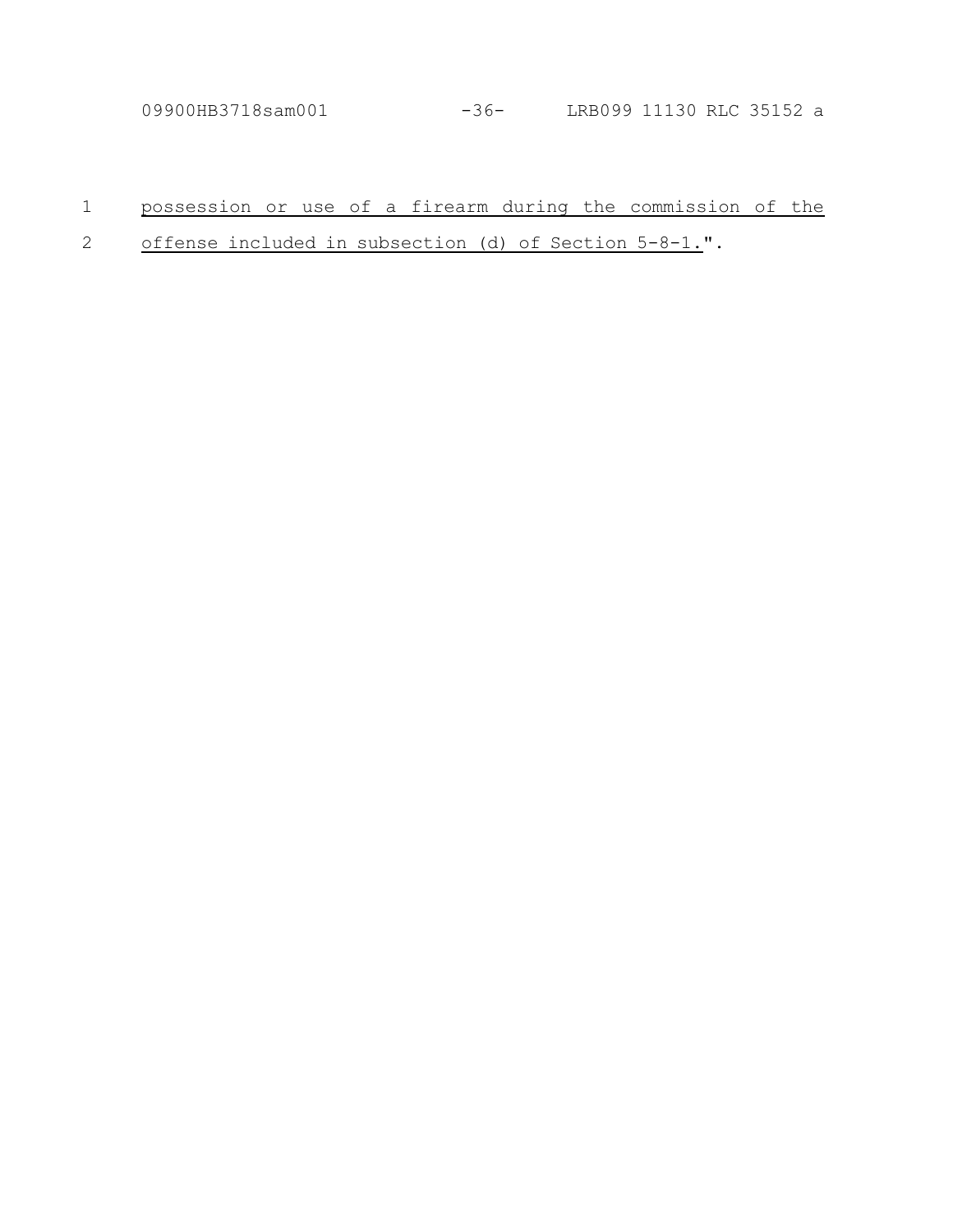possession or use of a firearm during the commission of the offense included in subsection (d) of Section 5-8-1.".